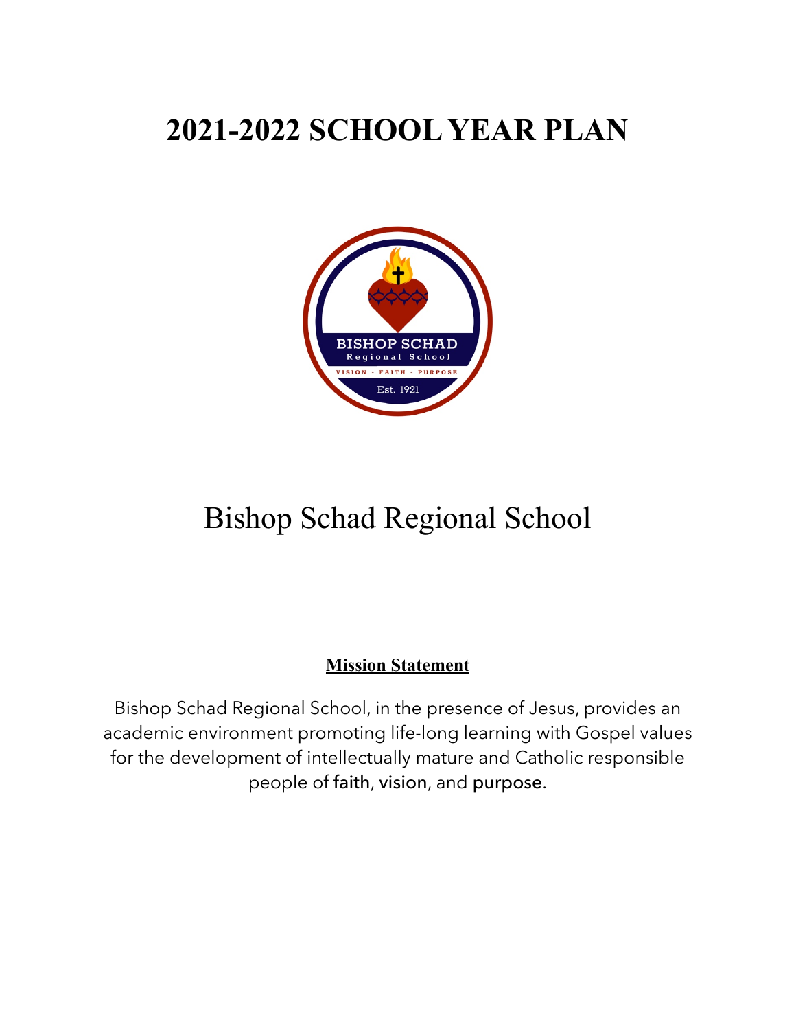# 2021-2022 SCHOOL YEAR PLAN

# Bishop Schad Regional School

**Mission Statement**

Bishop Schad Regional School, in the presence of Jesus, provides an academic environment promoting life-long learning with Gospel values for the development of intellectually mature and Catholic responsible people of faith, vision, and purpose.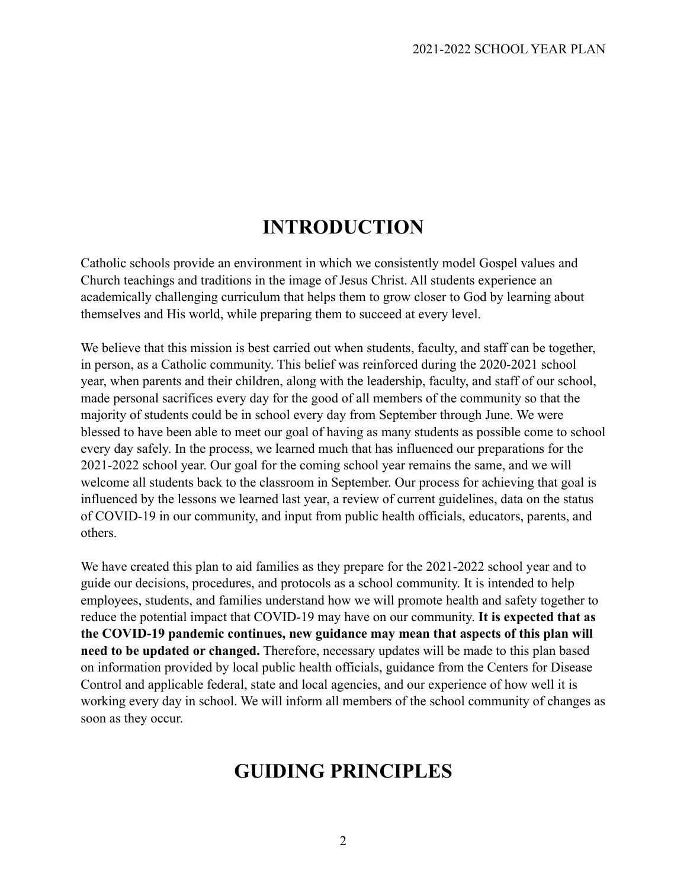# INTRODUCTION

Catholic schools provide an environment in which we consistently model Gospel values and Church teachings and traditions in the image of Jesus Christ. All students experience an academically challenging curriculum that helps them to grow closer to God by learning about themselves and His world, while preparing them to succeed at every level.

We believe that this mission is best carried out when students, faculty, and staff can be together, in person, as a Catholic community. This belief was reinforced during the 2020-2021 school year, when parents and their children, along with the leadership, faculty, and staff of our school, made personal sacrifices every day for the good of all members of the community so that the majority of students could be in school every day from September through June. We were blessed to have been able to meet our goal of having as many students as possible come to school every day safely. In the process, we learned much that has influenced our preparations for the 2021-2022 school year. Our goal for the coming school year remains the same, and we will welcome all students back to the classroom in September. Our process for achieving that goal is influenced by the lessons we learned last year, a review of current guidelines, data on the status of COVID-19 in our community, and input from public health officials, educators, parents, and others.

We have created this plan to aid families as they prepare for the 2021-2022 school year and to guide our decisions, procedures, and protocols as a school community. It is intended to help employees, students, and families understand how we will promote health and safety together to reduce the potential impact that COVID-19 may have on our community. **It is expected that as the COVID-19 pandemic continues, new guidance may mean that aspects of this plan will need to be updated or changed.** Therefore, necessary updates will be made to this plan based on information provided by local public health officials, guidance from the Centers for Disease Control and applicable federal, state and local agencies, and our experience of how well it is working every day in school. We will inform all members of the school community of changes as soon as they occur.

# GUIDING PRINCIPLES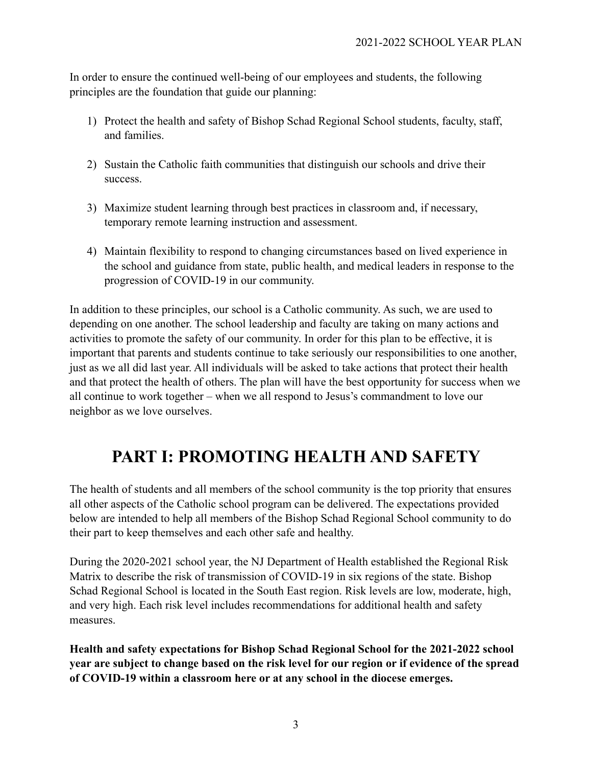In order to ensure the continued well-being of our employees and students, the following principles are the foundation that guide our planning:

1) Protect the health and safety of Bishop Schad Regional School students, faculty, staff, and families.

2) Sustain the Catholic faith communities that distinguish our schools and drive their success.

3) Maximize student learning through best practices in classroom and, if necessary, temporary remote learning instruction and assessment.

4) Maintain flexibility to respond to changing circumstances based on lived experience in the school and guidance from state, public health, and medical leaders in response to the progression of COVID-19 in our community.

In addition to these principles, our school is a Catholic community. As such, we are used to depending on one another. The school leadership and faculty are taking on many actions and activities to promote the safety of our community. In order for this plan to be effective, it is important that parents and students continue to take seriously our responsibilities to one another, just as we all did last year. All individuals will be asked to take actions that protect their health and that protect the health of others. The plan will have the best opportunity for success when we all continue to work together – when we all respond to Jesus's commandment to love our neighbor as we love ourselves.

# PART I: PROMOTING HEALTH AND SAFETY

The health of students and all members of the school community is the top priority that ensures all other aspects of the Catholic school program can be delivered. The expectations provided below are intended to help all members of the Bishop Schad Regional School community to do their part to keep themselves and each other safe and healthy.

During the 2020-2021 school year, the NJ Department of Health established the Regional Risk Matrix to describe the risk of transmission of COVID-19 in six regions of the state. Bishop Schad Regional School is located in the South East region. Risk levels are low, moderate, high, and very high. Each risk level includes recommendations for additional health and safety measures.

**Health and safety expectations for Bishop Schad Regional School for the 2021-2022 school year are subject to change based on the risk level for our region or if evidence of the spread of COVID-19 within a classroom here or at any school in the diocese emerges.**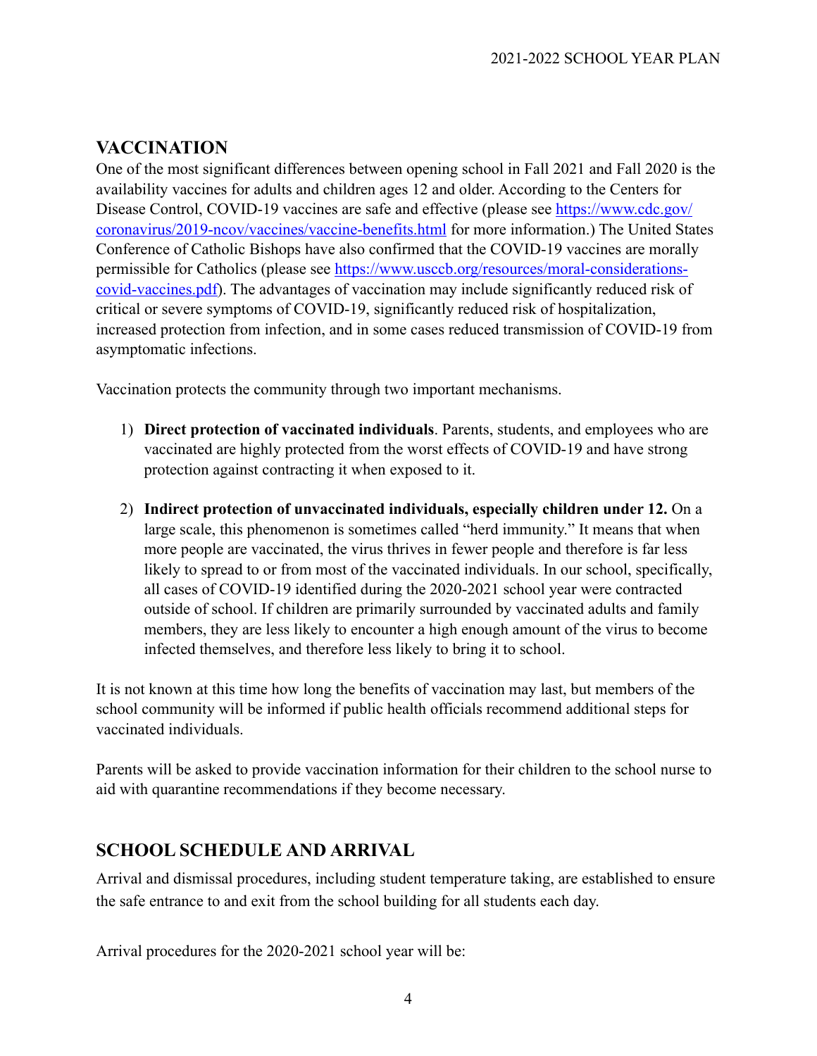## VACCINATION

One of the most significant differences between opening school in Fall 2021 and Fall 2020 is the availability vaccines for adults and children ages 12 and older. According to the Centers for Disease Control, COVID-19 vaccines are safe and effective (please see [https://www.cdc.gov/coronavirus/2019-ncov/vaccines/vaccine-benefits.html](https://www.cdc.gov/coronavirus/2019-ncov/vaccines/vaccine-benefits.html) for more information.) The United States Conference of Catholic Bishops have also confirmed that the COVID-19 vaccines are morally permissible for Catholics (please see [https://www.usccb.org/resources/moral-considerations-covid-vaccines.pdf](https://www.usccb.org/resources/moral-considerations-covid-vaccines.pdf)). The advantages of vaccination may include significantly reduced risk of critical or severe symptoms of COVID-19, significantly reduced risk of hospitalization, increased protection from infection, and in some cases reduced transmission of COVID-19 from asymptomatic infections.

Vaccination protects the community through two important mechanisms.

1) **Direct protection of vaccinated individuals**. Parents, students, and employees who are vaccinated are highly protected from the worst effects of COVID-19 and have strong protection against contracting it when exposed to it.

2) **Indirect protection of unvaccinated individuals, especially children under 12.** On a large scale, this phenomenon is sometimes called "herd immunity." It means that when more people are vaccinated, the virus thrives in fewer people and therefore is far less likely to spread to or from most of the vaccinated individuals. In our school, specifically, all cases of COVID-19 identified during the 2020-2021 school year were contracted outside of school. If children are primarily surrounded by vaccinated adults and family members, they are less likely to encounter a high enough amount of the virus to become infected themselves, and therefore less likely to bring it to school.

It is not known at this time how long the benefits of vaccination may last, but members of the school community will be informed if public health officials recommend additional steps for vaccinated individuals.

Parents will be asked to provide vaccination information for their children to the school nurse to aid with quarantine recommendations if they become necessary.

## SCHOOL SCHEDULE AND ARRIVAL

Arrival and dismissal procedures, including student temperature taking, are established to ensure the safe entrance to and exit from the school building for all students each day.

Arrival procedures for the 2020-2021 school year will be: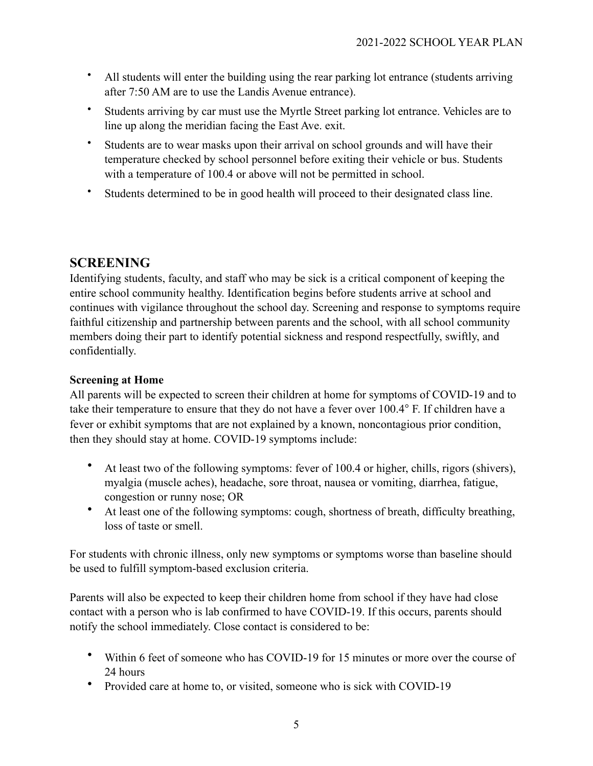- All students will enter the building using the rear parking lot entrance (students arriving after 7:50 AM are to use the Landis Avenue entrance).
- Students arriving by car must use the Myrtle Street parking lot entrance. Vehicles are to line up along the meridian facing the East Ave. exit.
- Students are to wear masks upon their arrival on school grounds and will have their temperature checked by school personnel before exiting their vehicle or bus. Students with a temperature of 100.4 or above will not be permitted in school.
- Students determined to be in good health will proceed to their designated class line.

## SCREENING

Identifying students, faculty, and staff who may be sick is a critical component of keeping the entire school community healthy. Identification begins before students arrive at school and continues with vigilance throughout the school day. Screening and response to symptoms require faithful citizenship and partnership between parents and the school, with all school community members doing their part to identify potential sickness and respond respectfully, swiftly, and confidentially.

**Screening at Home**

All parents will be expected to screen their children at home for symptoms of COVID-19 and to take their temperature to ensure that they do not have a fever over 100.4° F. If children have a fever or exhibit symptoms that are not explained by a known, noncontagious prior condition, then they should stay at home. COVID-19 symptoms include:

- At least two of the following symptoms: fever of 100.4 or higher, chills, rigors (shivers), myalgia (muscle aches), headache, sore throat, nausea or vomiting, diarrhea, fatigue, congestion or runny nose; OR
- At least one of the following symptoms: cough, shortness of breath, difficulty breathing, loss of taste or smell.

For students with chronic illness, only new symptoms or symptoms worse than baseline should be used to fulfill symptom-based exclusion criteria.

Parents will also be expected to keep their children home from school if they have had close contact with a person who is lab confirmed to have COVID-19. If this occurs, parents should notify the school immediately. Close contact is considered to be:

- Within 6 feet of someone who has COVID-19 for 15 minutes or more over the course of 24 hours
- Provided care at home to, or visited, someone who is sick with COVID-19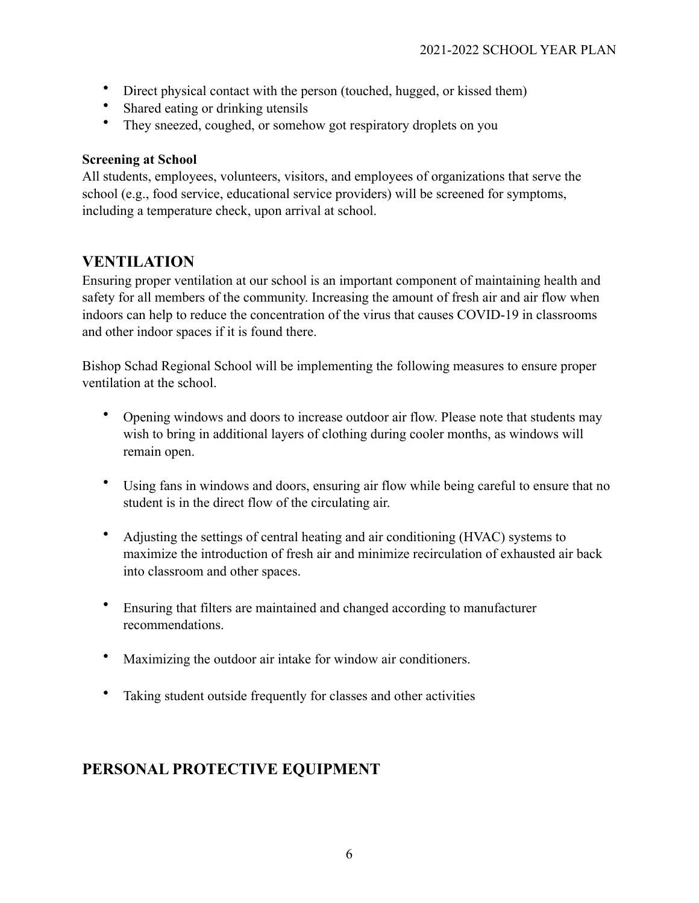- Direct physical contact with the person (touched, hugged, or kissed them)
- Shared eating or drinking utensils
- They sneezed, coughed, or somehow got respiratory droplets on you

**Screening at School**

All students, employees, volunteers, visitors, and employees of organizations that serve the school (e.g., food service, educational service providers) will be screened for symptoms, including a temperature check, upon arrival at school.

## VENTILATION

Ensuring proper ventilation at our school is an important component of maintaining health and safety for all members of the community. Increasing the amount of fresh air and air flow when indoors can help to reduce the concentration of the virus that causes COVID-19 in classrooms and other indoor spaces if it is found there.

Bishop Schad Regional School will be implementing the following measures to ensure proper ventilation at the school.

- Opening windows and doors to increase outdoor air flow. Please note that students may wish to bring in additional layers of clothing during cooler months, as windows will remain open.

- Using fans in windows and doors, ensuring air flow while being careful to ensure that no student is in the direct flow of the circulating air.

- Adjusting the settings of central heating and air conditioning (HVAC) systems to maximize the introduction of fresh air and minimize recirculation of exhausted air back into classroom and other spaces.

- Ensuring that filters are maintained and changed according to manufacturer recommendations.

- Maximizing the outdoor air intake for window air conditioners.

- Taking student outside frequently for classes and other activities

## PERSONAL PROTECTIVE EQUIPMENT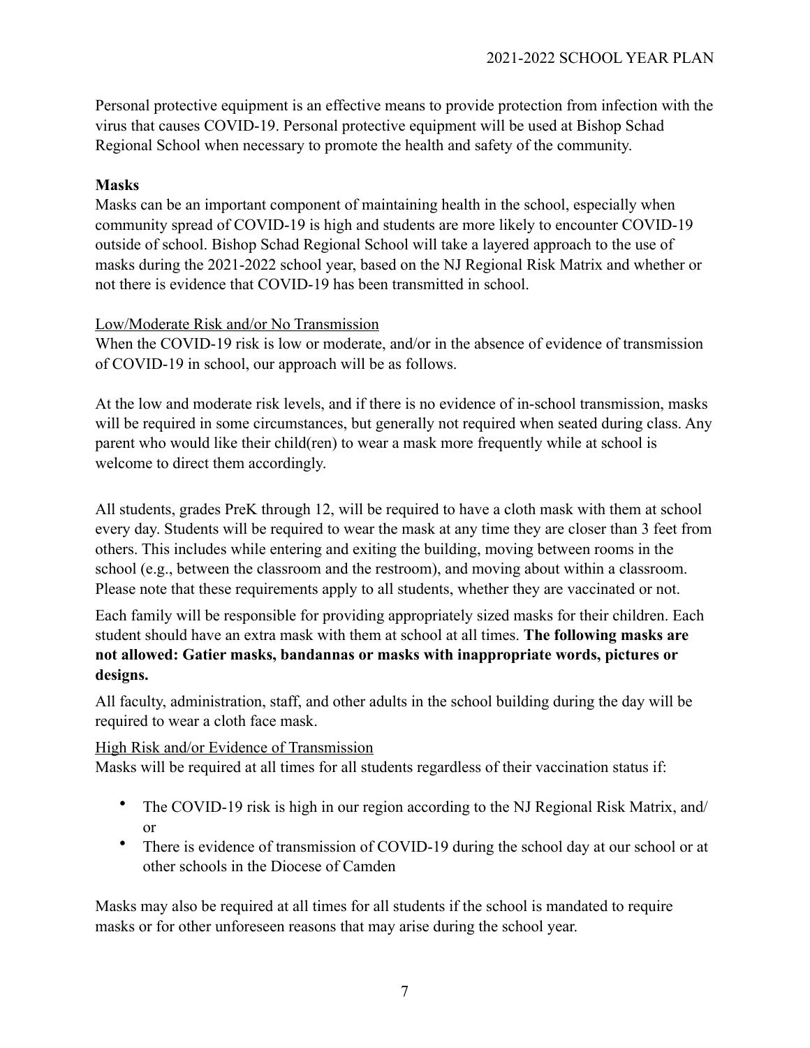Personal protective equipment is an effective means to provide protection from infection with the virus that causes COVID-19. Personal protective equipment will be used at Bishop Schad Regional School when necessary to promote the health and safety of the community.

**Masks**

Masks can be an important component of maintaining health in the school, especially when community spread of COVID-19 is high and students are more likely to encounter COVID-19 outside of school. Bishop Schad Regional School will take a layered approach to the use of masks during the 2021-2022 school year, based on the NJ Regional Risk Matrix and whether or not there is evidence that COVID-19 has been transmitted in school.

Low/Moderate Risk and/or No Transmission

When the COVID-19 risk is low or moderate, and/or in the absence of evidence of transmission of COVID-19 in school, our approach will be as follows.

At the low and moderate risk levels, and if there is no evidence of in-school transmission, masks will be required in some circumstances, but generally not required when seated during class. Any parent who would like their child(ren) to wear a mask more frequently while at school is welcome to direct them accordingly.

All students, grades PreK through 12, will be required to have a cloth mask with them at school every day. Students will be required to wear the mask at any time they are closer than 3 feet from others. This includes while entering and exiting the building, moving between rooms in the school (e.g., between the classroom and the restroom), and moving about within a classroom. Please note that these requirements apply to all students, whether they are vaccinated or not.

Each family will be responsible for providing appropriately sized masks for their children. Each student should have an extra mask with them at school at all times. **The following masks are not allowed: Gatier masks, bandannas or masks with inappropriate words, pictures or designs.**

All faculty, administration, staff, and other adults in the school building during the day will be required to wear a cloth face mask.

High Risk and/or Evidence of Transmission

Masks will be required at all times for all students regardless of their vaccination status if:

- The COVID-19 risk is high in our region according to the NJ Regional Risk Matrix, and/or
- There is evidence of transmission of COVID-19 during the school day at our school or at other schools in the Diocese of Camden

Masks may also be required at all times for all students if the school is mandated to require masks or for other unforeseen reasons that may arise during the school year.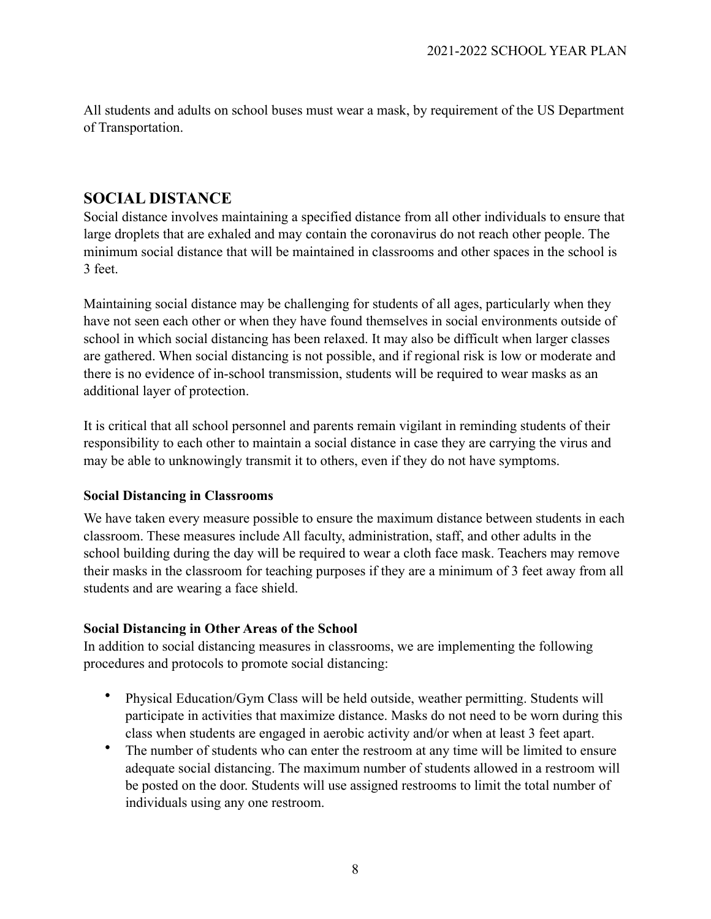All students and adults on school buses must wear a mask, by requirement of the US Department of Transportation.

## SOCIAL DISTANCE

Social distance involves maintaining a specified distance from all other individuals to ensure that large droplets that are exhaled and may contain the coronavirus do not reach other people. The minimum social distance that will be maintained in classrooms and other spaces in the school is 3 feet.

Maintaining social distance may be challenging for students of all ages, particularly when they have not seen each other or when they have found themselves in social environments outside of school in which social distancing has been relaxed. It may also be difficult when larger classes are gathered. When social distancing is not possible, and if regional risk is low or moderate and there is no evidence of in-school transmission, students will be required to wear masks as an additional layer of protection.

It is critical that all school personnel and parents remain vigilant in reminding students of their responsibility to each other to maintain a social distance in case they are carrying the virus and may be able to unknowingly transmit it to others, even if they do not have symptoms.

### Social Distancing in Classrooms

We have taken every measure possible to ensure the maximum distance between students in each classroom. These measures include All faculty, administration, staff, and other adults in the school building during the day will be required to wear a cloth face mask. Teachers may remove their masks in the classroom for teaching purposes if they are a minimum of 3 feet away from all students and are wearing a face shield.

### Social Distancing in Other Areas of the School

In addition to social distancing measures in classrooms, we are implementing the following procedures and protocols to promote social distancing:

- Physical Education/Gym Class will be held outside, weather permitting. Students will participate in activities that maximize distance. Masks do not need to be worn during this class when students are engaged in aerobic activity and/or when at least 3 feet apart.
- The number of students who can enter the restroom at any time will be limited to ensure adequate social distancing. The maximum number of students allowed in a restroom will be posted on the door. Students will use assigned restrooms to limit the total number of individuals using any one restroom.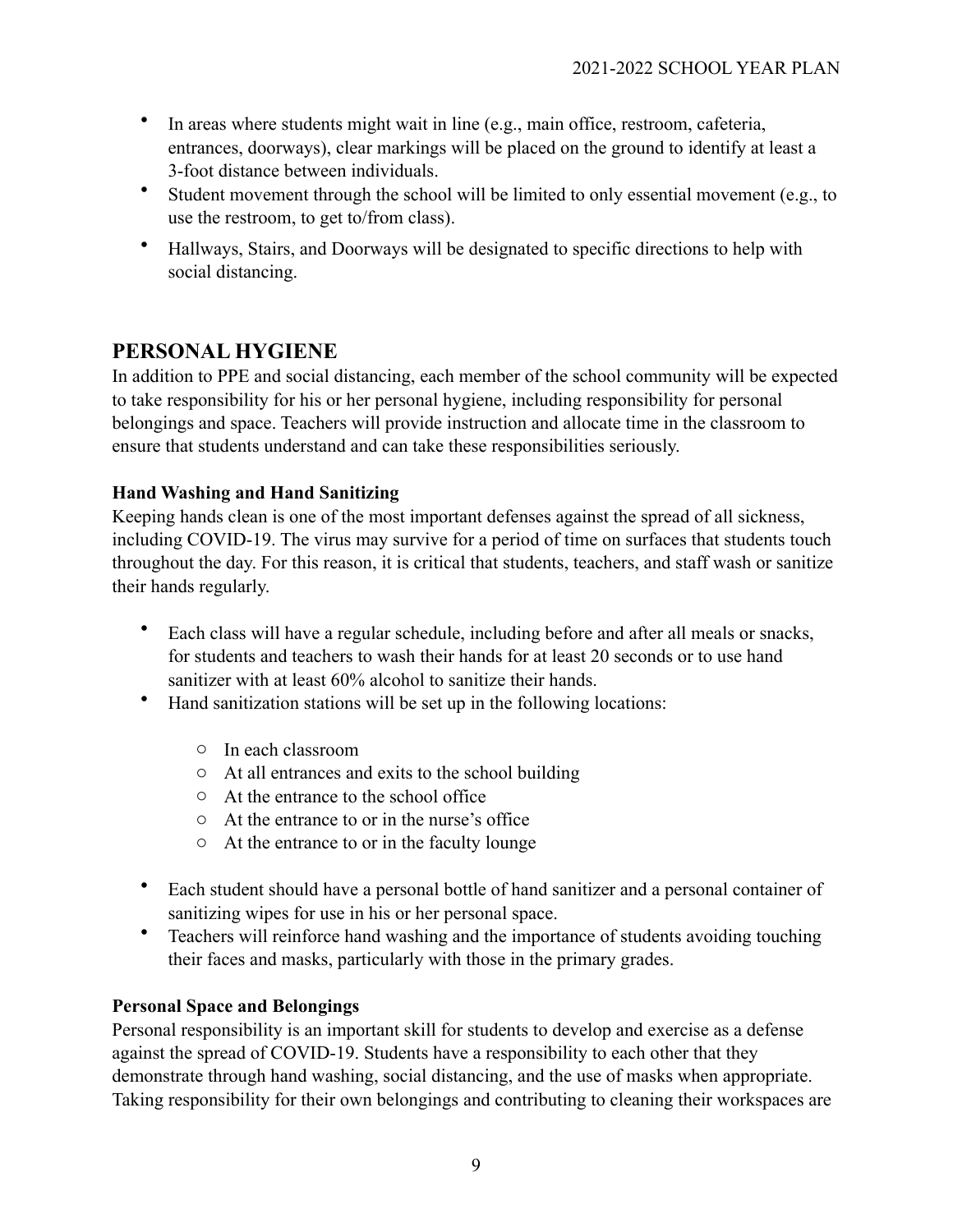- In areas where students might wait in line (e.g., main office, restroom, cafeteria, entrances, doorways), clear markings will be placed on the ground to identify at least a 3-foot distance between individuals.
- Student movement through the school will be limited to only essential movement (e.g., to use the restroom, to get to/from class).
- Hallways, Stairs, and Doorways will be designated to specific directions to help with social distancing.

## PERSONAL HYGIENE

In addition to PPE and social distancing, each member of the school community will be expected to take responsibility for his or her personal hygiene, including responsibility for personal belongings and space. Teachers will provide instruction and allocate time in the classroom to ensure that students understand and can take these responsibilities seriously.

### Hand Washing and Hand Sanitizing

Keeping hands clean is one of the most important defenses against the spread of all sickness, including COVID-19. The virus may survive for a period of time on surfaces that students touch throughout the day. For this reason, it is critical that students, teachers, and staff wash or sanitize their hands regularly.

- Each class will have a regular schedule, including before and after all meals or snacks, for students and teachers to wash their hands for at least 20 seconds or to use hand sanitizer with at least 60% alcohol to sanitize their hands.
- Hand sanitization stations will be set up in the following locations:
  - In each classroom
  - At all entrances and exits to the school building
  - At the entrance to the school office
  - At the entrance to or in the nurse's office
  - At the entrance to or in the faculty lounge
- Each student should have a personal bottle of hand sanitizer and a personal container of sanitizing wipes for use in his or her personal space.
- Teachers will reinforce hand washing and the importance of students avoiding touching their faces and masks, particularly with those in the primary grades.

### Personal Space and Belongings

Personal responsibility is an important skill for students to develop and exercise as a defense against the spread of COVID-19. Students have a responsibility to each other that they demonstrate through hand washing, social distancing, and the use of masks when appropriate. Taking responsibility for their own belongings and contributing to cleaning their workspaces are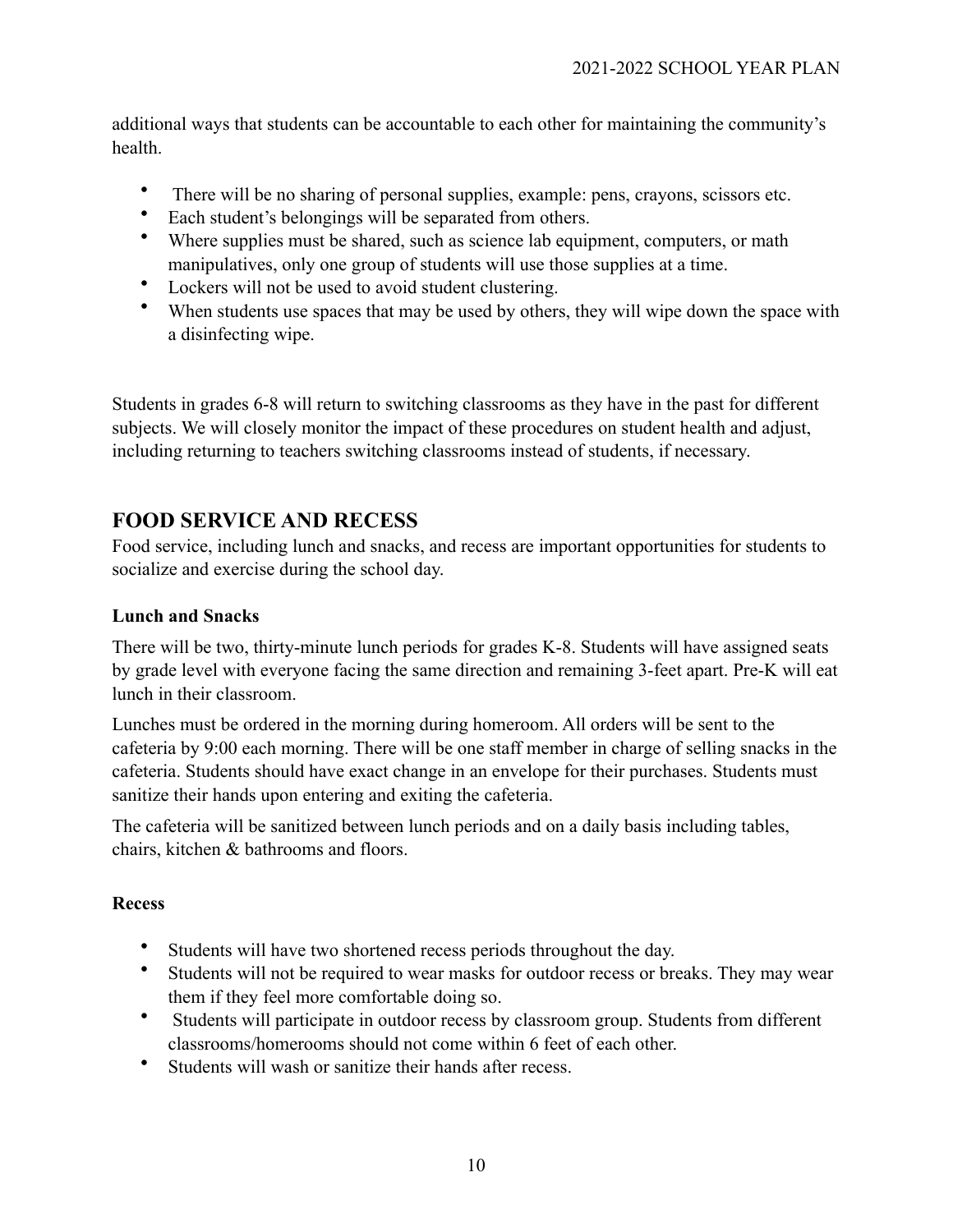additional ways that students can be accountable to each other for maintaining the community's health.

- There will be no sharing of personal supplies, example: pens, crayons, scissors etc.
- Each student's belongings will be separated from others.
- Where supplies must be shared, such as science lab equipment, computers, or math manipulatives, only one group of students will use those supplies at a time.
- Lockers will not be used to avoid student clustering.
- When students use spaces that may be used by others, they will wipe down the space with a disinfecting wipe.

Students in grades 6-8 will return to switching classrooms as they have in the past for different subjects. We will closely monitor the impact of these procedures on student health and adjust, including returning to teachers switching classrooms instead of students, if necessary.

## FOOD SERVICE AND RECESS

Food service, including lunch and snacks, and recess are important opportunities for students to socialize and exercise during the school day.

### Lunch and Snacks

There will be two, thirty-minute lunch periods for grades K-8. Students will have assigned seats by grade level with everyone facing the same direction and remaining 3-feet apart. Pre-K will eat lunch in their classroom.

Lunches must be ordered in the morning during homeroom. All orders will be sent to the cafeteria by 9:00 each morning. There will be one staff member in charge of selling snacks in the cafeteria. Students should have exact change in an envelope for their purchases. Students must sanitize their hands upon entering and exiting the cafeteria.

The cafeteria will be sanitized between lunch periods and on a daily basis including tables, chairs, kitchen & bathrooms and floors.

### Recess

- Students will have two shortened recess periods throughout the day.
- Students will not be required to wear masks for outdoor recess or breaks. They may wear them if they feel more comfortable doing so.
- Students will participate in outdoor recess by classroom group. Students from different classrooms/homerooms should not come within 6 feet of each other.
- Students will wash or sanitize their hands after recess.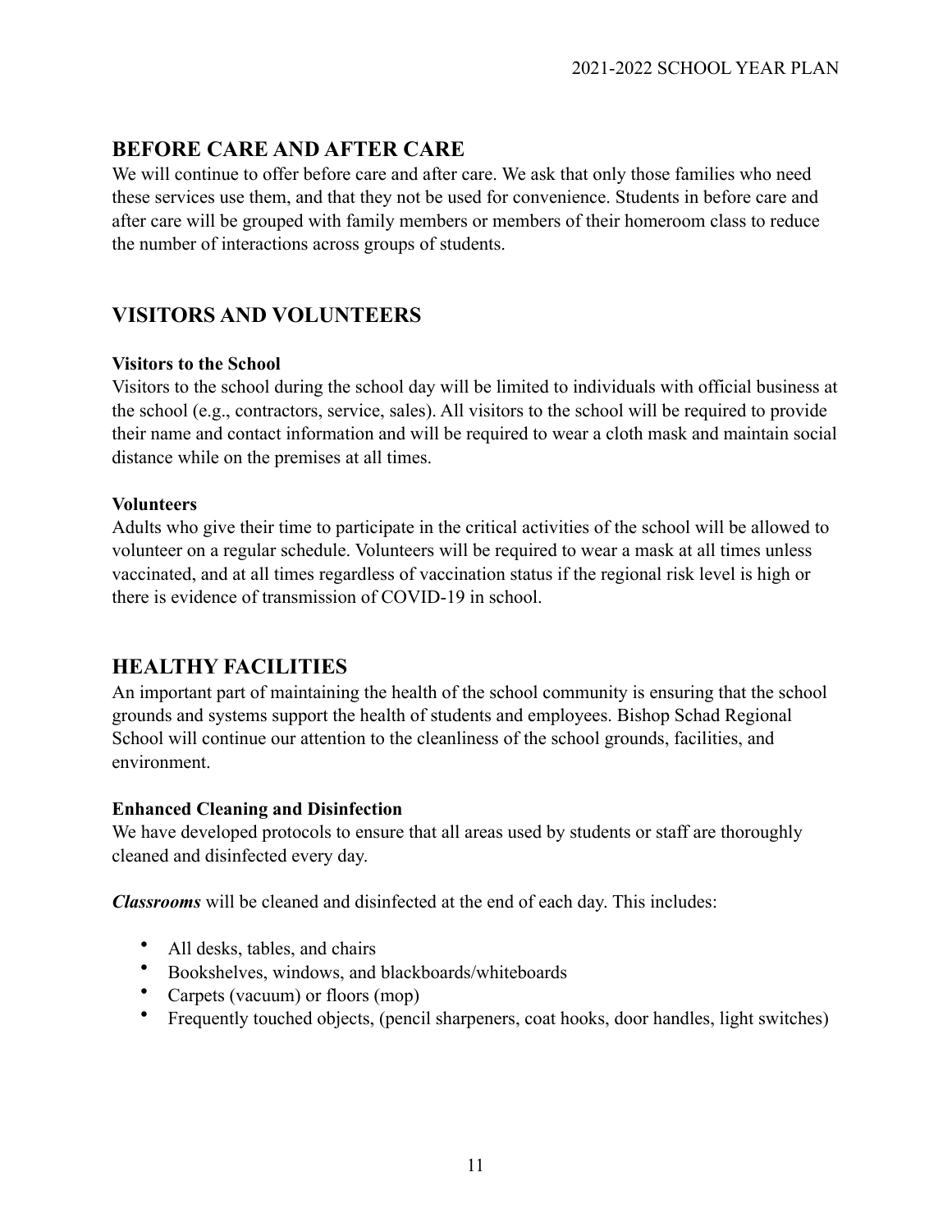## BEFORE CARE AND AFTER CARE

We will continue to offer before care and after care. We ask that only those families who need these services use them, and that they not be used for convenience. Students in before care and after care will be grouped with family members or members of their homeroom class to reduce the number of interactions across groups of students.

## VISITORS AND VOLUNTEERS

**Visitors to the School**

Visitors to the school during the school day will be limited to individuals with official business at the school (e.g., contractors, service, sales). All visitors to the school will be required to provide their name and contact information and will be required to wear a cloth mask and maintain social distance while on the premises at all times.

**Volunteers**

Adults who give their time to participate in the critical activities of the school will be allowed to volunteer on a regular schedule. Volunteers will be required to wear a mask at all times unless vaccinated, and at all times regardless of vaccination status if the regional risk level is high or there is evidence of transmission of COVID-19 in school.

## HEALTHY FACILITIES

An important part of maintaining the health of the school community is ensuring that the school grounds and systems support the health of students and employees. Bishop Schad Regional School will continue our attention to the cleanliness of the school grounds, facilities, and environment.

**Enhanced Cleaning and Disinfection**

We have developed protocols to ensure that all areas used by students or staff are thoroughly cleaned and disinfected every day.

***Classrooms*** will be cleaned and disinfected at the end of each day. This includes:

- All desks, tables, and chairs
- Bookshelves, windows, and blackboards/whiteboards
- Carpets (vacuum) or floors (mop)
- Frequently touched objects, (pencil sharpeners, coat hooks, door handles, light switches)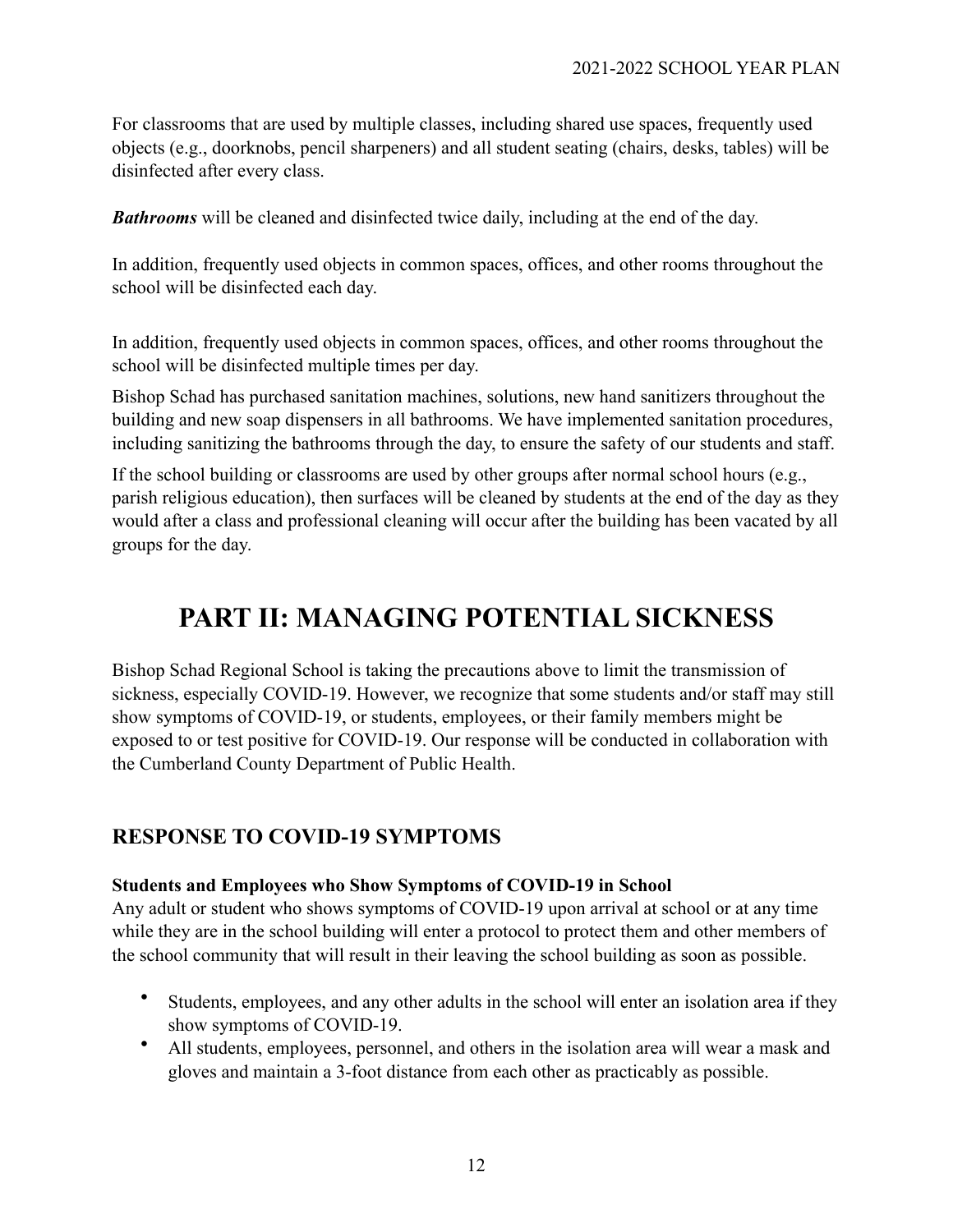For classrooms that are used by multiple classes, including shared use spaces, frequently used objects (e.g., doorknobs, pencil sharpeners) and all student seating (chairs, desks, tables) will be disinfected after every class.

***Bathrooms*** will be cleaned and disinfected twice daily, including at the end of the day.

In addition, frequently used objects in common spaces, offices, and other rooms throughout the school will be disinfected each day.

In addition, frequently used objects in common spaces, offices, and other rooms throughout the school will be disinfected multiple times per day.

Bishop Schad has purchased sanitation machines, solutions, new hand sanitizers throughout the building and new soap dispensers in all bathrooms. We have implemented sanitation procedures, including sanitizing the bathrooms through the day, to ensure the safety of our students and staff.

If the school building or classrooms are used by other groups after normal school hours (e.g., parish religious education), then surfaces will be cleaned by students at the end of the day as they would after a class and professional cleaning will occur after the building has been vacated by all groups for the day.

# PART II: MANAGING POTENTIAL SICKNESS

Bishop Schad Regional School is taking the precautions above to limit the transmission of sickness, especially COVID-19. However, we recognize that some students and/or staff may still show symptoms of COVID-19, or students, employees, or their family members might be exposed to or test positive for COVID-19. Our response will be conducted in collaboration with the Cumberland County Department of Public Health.

## RESPONSE TO COVID-19 SYMPTOMS

**Students and Employees who Show Symptoms of COVID-19 in School**

Any adult or student who shows symptoms of COVID-19 upon arrival at school or at any time while they are in the school building will enter a protocol to protect them and other members of the school community that will result in their leaving the school building as soon as possible.

- Students, employees, and any other adults in the school will enter an isolation area if they show symptoms of COVID-19.
- All students, employees, personnel, and others in the isolation area will wear a mask and gloves and maintain a 3-foot distance from each other as practicably as possible.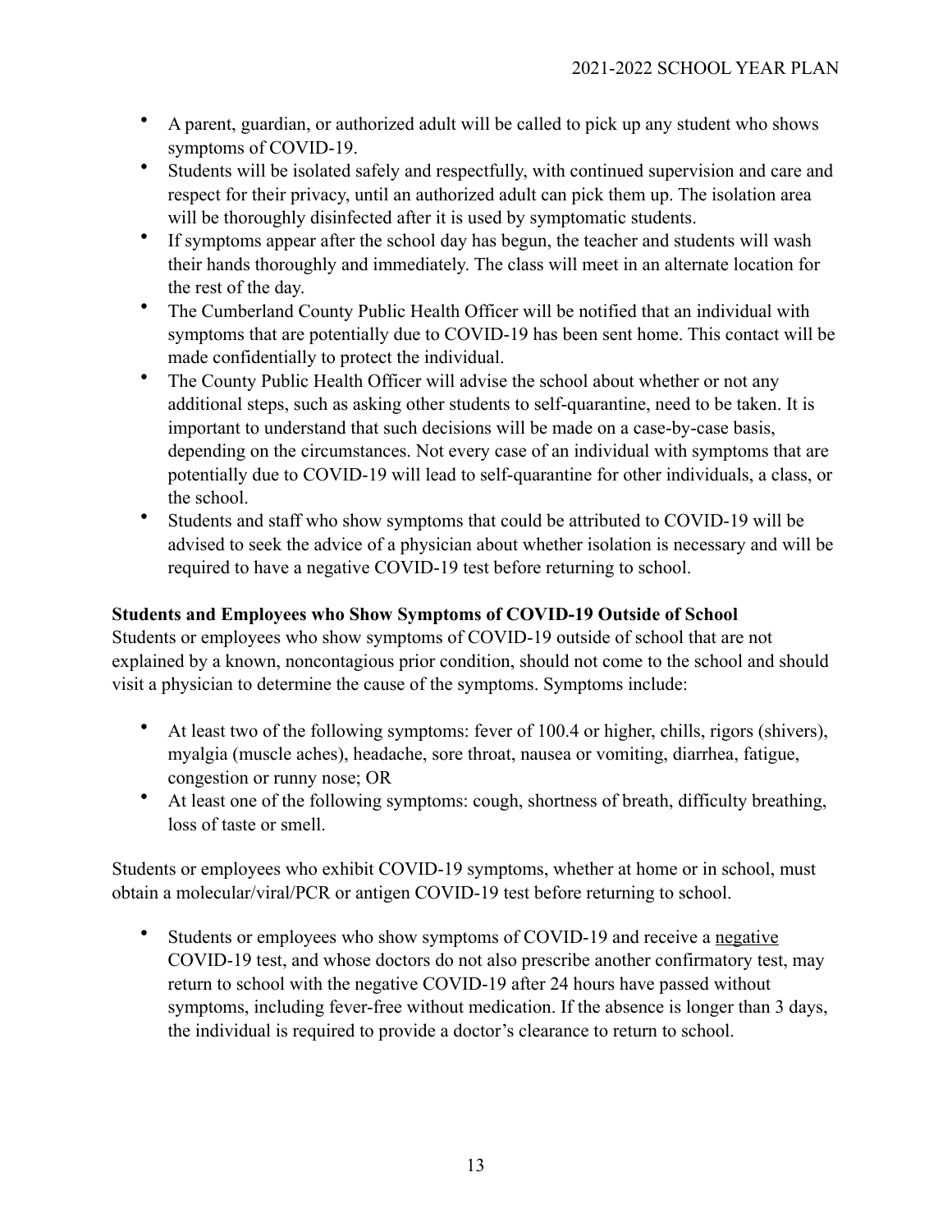- A parent, guardian, or authorized adult will be called to pick up any student who shows symptoms of COVID-19.
- Students will be isolated safely and respectfully, with continued supervision and care and respect for their privacy, until an authorized adult can pick them up. The isolation area will be thoroughly disinfected after it is used by symptomatic students.
- If symptoms appear after the school day has begun, the teacher and students will wash their hands thoroughly and immediately. The class will meet in an alternate location for the rest of the day.
- The Cumberland County Public Health Officer will be notified that an individual with symptoms that are potentially due to COVID-19 has been sent home. This contact will be made confidentially to protect the individual.
- The County Public Health Officer will advise the school about whether or not any additional steps, such as asking other students to self-quarantine, need to be taken. It is important to understand that such decisions will be made on a case-by-case basis, depending on the circumstances. Not every case of an individual with symptoms that are potentially due to COVID-19 will lead to self-quarantine for other individuals, a class, or the school.
- Students and staff who show symptoms that could be attributed to COVID-19 will be advised to seek the advice of a physician about whether isolation is necessary and will be required to have a negative COVID-19 test before returning to school.

**Students and Employees who Show Symptoms of COVID-19 Outside of School**

Students or employees who show symptoms of COVID-19 outside of school that are not explained by a known, noncontagious prior condition, should not come to the school and should visit a physician to determine the cause of the symptoms. Symptoms include:

- At least two of the following symptoms: fever of 100.4 or higher, chills, rigors (shivers), myalgia (muscle aches), headache, sore throat, nausea or vomiting, diarrhea, fatigue, congestion or runny nose; OR
- At least one of the following symptoms: cough, shortness of breath, difficulty breathing, loss of taste or smell.

Students or employees who exhibit COVID-19 symptoms, whether at home or in school, must obtain a molecular/viral/PCR or antigen COVID-19 test before returning to school.

- Students or employees who show symptoms of COVID-19 and receive a <u>negative</u> COVID-19 test, and whose doctors do not also prescribe another confirmatory test, may return to school with the negative COVID-19 after 24 hours have passed without symptoms, including fever-free without medication. If the absence is longer than 3 days, the individual is required to provide a doctor's clearance to return to school.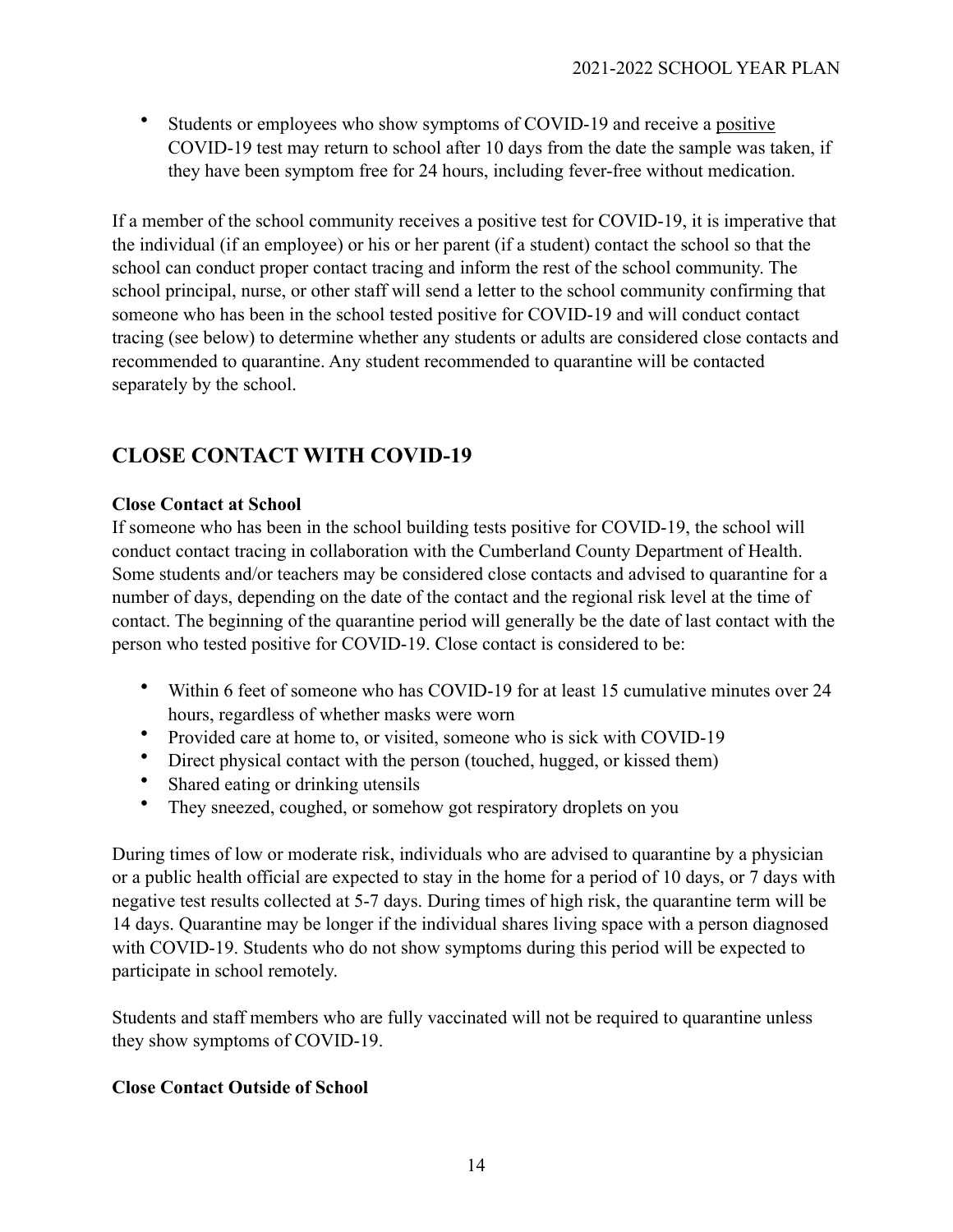- Students or employees who show symptoms of COVID-19 and receive a positive COVID-19 test may return to school after 10 days from the date the sample was taken, if they have been symptom free for 24 hours, including fever-free without medication.

If a member of the school community receives a positive test for COVID-19, it is imperative that the individual (if an employee) or his or her parent (if a student) contact the school so that the school can conduct proper contact tracing and inform the rest of the school community. The school principal, nurse, or other staff will send a letter to the school community confirming that someone who has been in the school tested positive for COVID-19 and will conduct contact tracing (see below) to determine whether any students or adults are considered close contacts and recommended to quarantine. Any student recommended to quarantine will be contacted separately by the school.

## CLOSE CONTACT WITH COVID-19

**Close Contact at School**

If someone who has been in the school building tests positive for COVID-19, the school will conduct contact tracing in collaboration with the Cumberland County Department of Health. Some students and/or teachers may be considered close contacts and advised to quarantine for a number of days, depending on the date of the contact and the regional risk level at the time of contact. The beginning of the quarantine period will generally be the date of last contact with the person who tested positive for COVID-19. Close contact is considered to be:

- Within 6 feet of someone who has COVID-19 for at least 15 cumulative minutes over 24 hours, regardless of whether masks were worn
- Provided care at home to, or visited, someone who is sick with COVID-19
- Direct physical contact with the person (touched, hugged, or kissed them)
- Shared eating or drinking utensils
- They sneezed, coughed, or somehow got respiratory droplets on you

During times of low or moderate risk, individuals who are advised to quarantine by a physician or a public health official are expected to stay in the home for a period of 10 days, or 7 days with negative test results collected at 5-7 days. During times of high risk, the quarantine term will be 14 days. Quarantine may be longer if the individual shares living space with a person diagnosed with COVID-19. Students who do not show symptoms during this period will be expected to participate in school remotely.

Students and staff members who are fully vaccinated will not be required to quarantine unless they show symptoms of COVID-19.

**Close Contact Outside of School**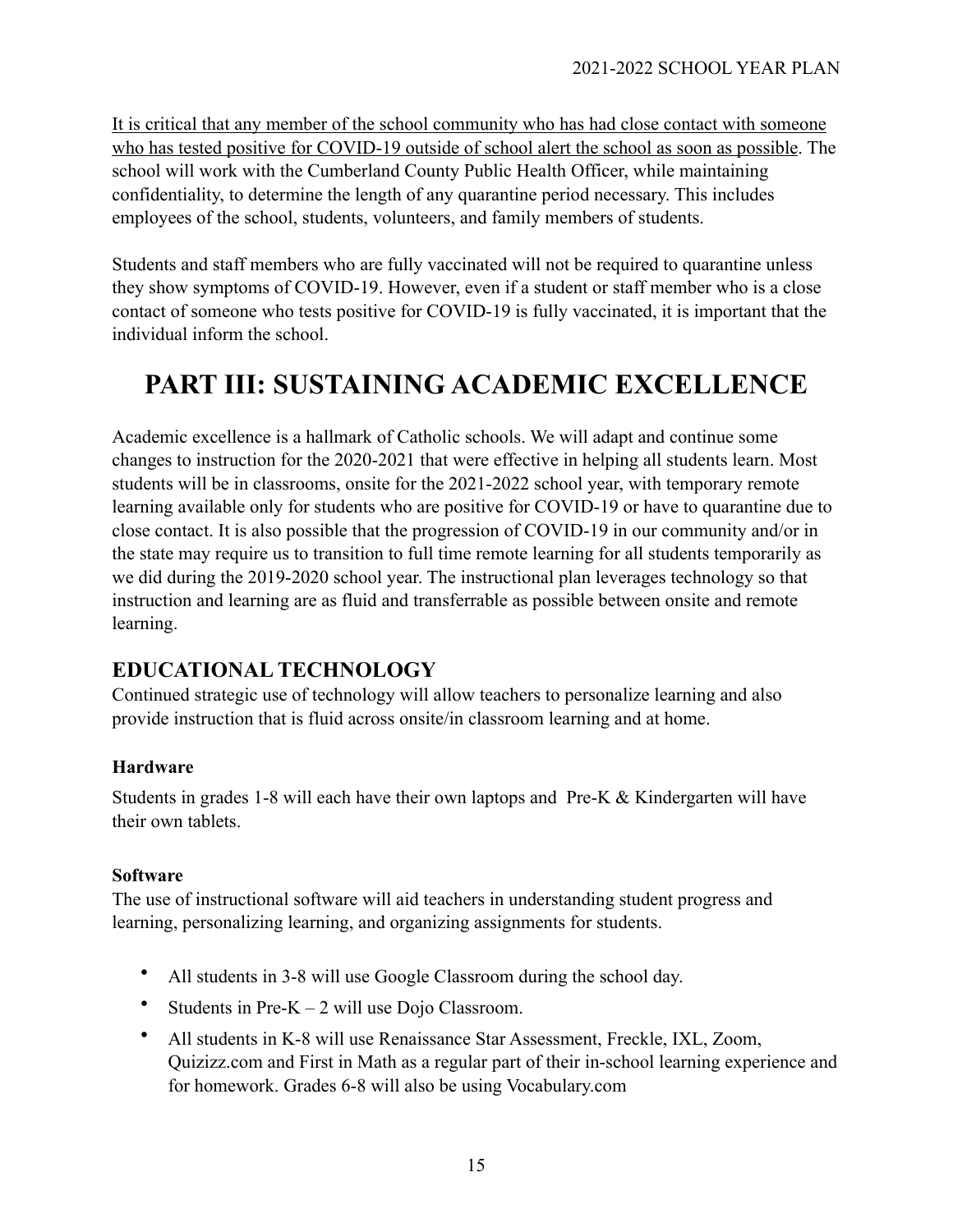<u>It is critical that any member of the school community who has had close contact with someone who has tested positive for COVID-19 outside of school alert the school as soon as possible</u>. The school will work with the Cumberland County Public Health Officer, while maintaining confidentiality, to determine the length of any quarantine period necessary. This includes employees of the school, students, volunteers, and family members of students.

Students and staff members who are fully vaccinated will not be required to quarantine unless they show symptoms of COVID-19. However, even if a student or staff member who is a close contact of someone who tests positive for COVID-19 is fully vaccinated, it is important that the individual inform the school.

# PART III: SUSTAINING ACADEMIC EXCELLENCE

Academic excellence is a hallmark of Catholic schools. We will adapt and continue some changes to instruction for the 2020-2021 that were effective in helping all students learn. Most students will be in classrooms, onsite for the 2021-2022 school year, with temporary remote learning available only for students who are positive for COVID-19 or have to quarantine due to close contact. It is also possible that the progression of COVID-19 in our community and/or in the state may require us to transition to full time remote learning for all students temporarily as we did during the 2019-2020 school year. The instructional plan leverages technology so that instruction and learning are as fluid and transferrable as possible between onsite and remote learning.

## EDUCATIONAL TECHNOLOGY

Continued strategic use of technology will allow teachers to personalize learning and also provide instruction that is fluid across onsite/in classroom learning and at home.

### Hardware

Students in grades 1-8 will each have their own laptops and Pre-K & Kindergarten will have their own tablets.

### Software

The use of instructional software will aid teachers in understanding student progress and learning, personalizing learning, and organizing assignments for students.

- All students in 3-8 will use Google Classroom during the school day.
- Students in Pre-K – 2 will use Dojo Classroom.
- All students in K-8 will use Renaissance Star Assessment, Freckle, IXL, Zoom, Quizizz.com and First in Math as a regular part of their in-school learning experience and for homework. Grades 6-8 will also be using Vocabulary.com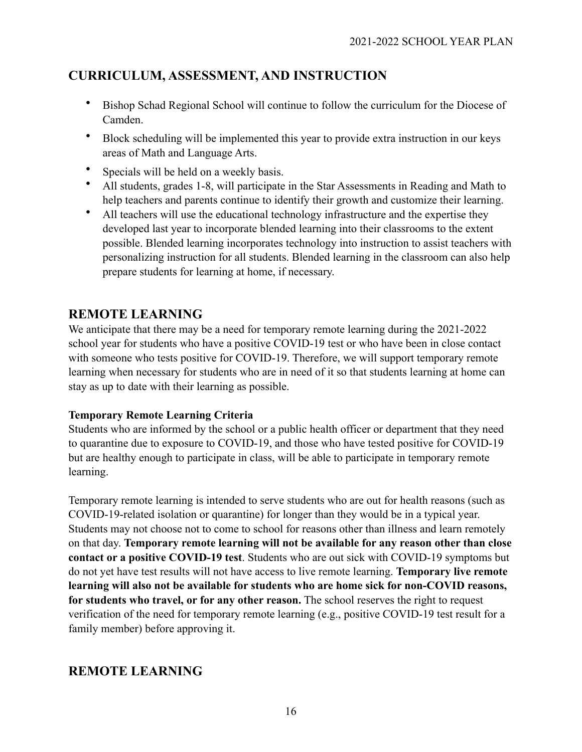## CURRICULUM, ASSESSMENT, AND INSTRUCTION

- Bishop Schad Regional School will continue to follow the curriculum for the Diocese of Camden.
- Block scheduling will be implemented this year to provide extra instruction in our keys areas of Math and Language Arts.
- Specials will be held on a weekly basis.
- All students, grades 1-8, will participate in the Star Assessments in Reading and Math to help teachers and parents continue to identify their growth and customize their learning.
- All teachers will use the educational technology infrastructure and the expertise they developed last year to incorporate blended learning into their classrooms to the extent possible. Blended learning incorporates technology into instruction to assist teachers with personalizing instruction for all students. Blended learning in the classroom can also help prepare students for learning at home, if necessary.

## REMOTE LEARNING

We anticipate that there may be a need for temporary remote learning during the 2021-2022 school year for students who have a positive COVID-19 test or who have been in close contact with someone who tests positive for COVID-19. Therefore, we will support temporary remote learning when necessary for students who are in need of it so that students learning at home can stay as up to date with their learning as possible.

**Temporary Remote Learning Criteria**

Students who are informed by the school or a public health officer or department that they need to quarantine due to exposure to COVID-19, and those who have tested positive for COVID-19 but are healthy enough to participate in class, will be able to participate in temporary remote learning.

Temporary remote learning is intended to serve students who are out for health reasons (such as COVID-19-related isolation or quarantine) for longer than they would be in a typical year. Students may not choose not to come to school for reasons other than illness and learn remotely on that day. **Temporary remote learning will not be available for any reason other than close contact or a positive COVID-19 test**. Students who are out sick with COVID-19 symptoms but do not yet have test results will not have access to live remote learning. **Temporary live remote learning will also not be available for students who are home sick for non-COVID reasons, for students who travel, or for any other reason.** The school reserves the right to request verification of the need for temporary remote learning (e.g., positive COVID-19 test result for a family member) before approving it.

## REMOTE LEARNING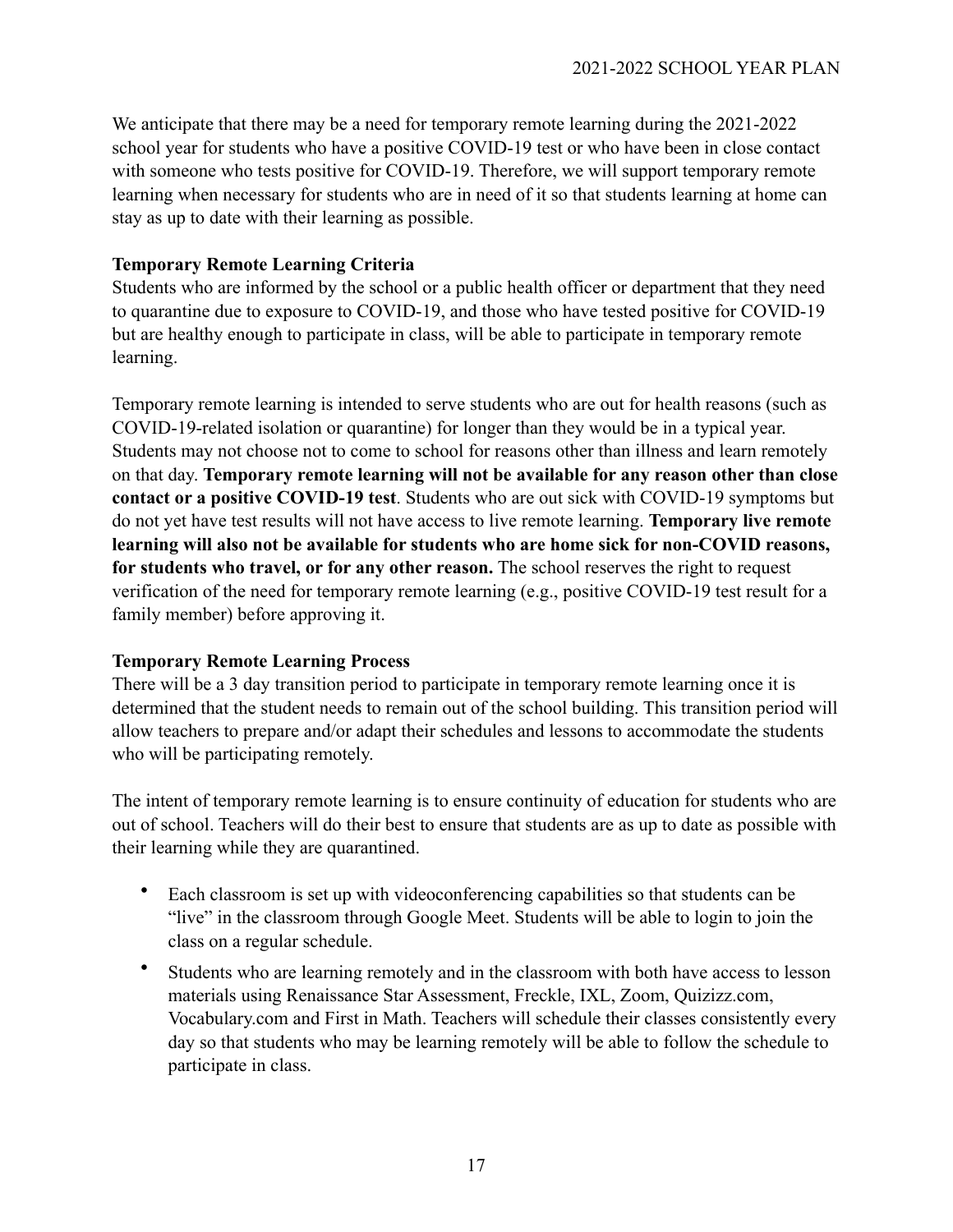We anticipate that there may be a need for temporary remote learning during the 2021-2022 school year for students who have a positive COVID-19 test or who have been in close contact with someone who tests positive for COVID-19. Therefore, we will support temporary remote learning when necessary for students who are in need of it so that students learning at home can stay as up to date with their learning as possible.

**Temporary Remote Learning Criteria**

Students who are informed by the school or a public health officer or department that they need to quarantine due to exposure to COVID-19, and those who have tested positive for COVID-19 but are healthy enough to participate in class, will be able to participate in temporary remote learning.

Temporary remote learning is intended to serve students who are out for health reasons (such as COVID-19-related isolation or quarantine) for longer than they would be in a typical year. Students may not choose not to come to school for reasons other than illness and learn remotely on that day. **Temporary remote learning will not be available for any reason other than close contact or a positive COVID-19 test**. Students who are out sick with COVID-19 symptoms but do not yet have test results will not have access to live remote learning. **Temporary live remote learning will also not be available for students who are home sick for non-COVID reasons, for students who travel, or for any other reason.** The school reserves the right to request verification of the need for temporary remote learning (e.g., positive COVID-19 test result for a family member) before approving it.

**Temporary Remote Learning Process**

There will be a 3 day transition period to participate in temporary remote learning once it is determined that the student needs to remain out of the school building. This transition period will allow teachers to prepare and/or adapt their schedules and lessons to accommodate the students who will be participating remotely.

The intent of temporary remote learning is to ensure continuity of education for students who are out of school. Teachers will do their best to ensure that students are as up to date as possible with their learning while they are quarantined.

- Each classroom is set up with videoconferencing capabilities so that students can be "live" in the classroom through Google Meet. Students will be able to login to join the class on a regular schedule.
- Students who are learning remotely and in the classroom with both have access to lesson materials using Renaissance Star Assessment, Freckle, IXL, Zoom, Quizizz.com, Vocabulary.com and First in Math. Teachers will schedule their classes consistently every day so that students who may be learning remotely will be able to follow the schedule to participate in class.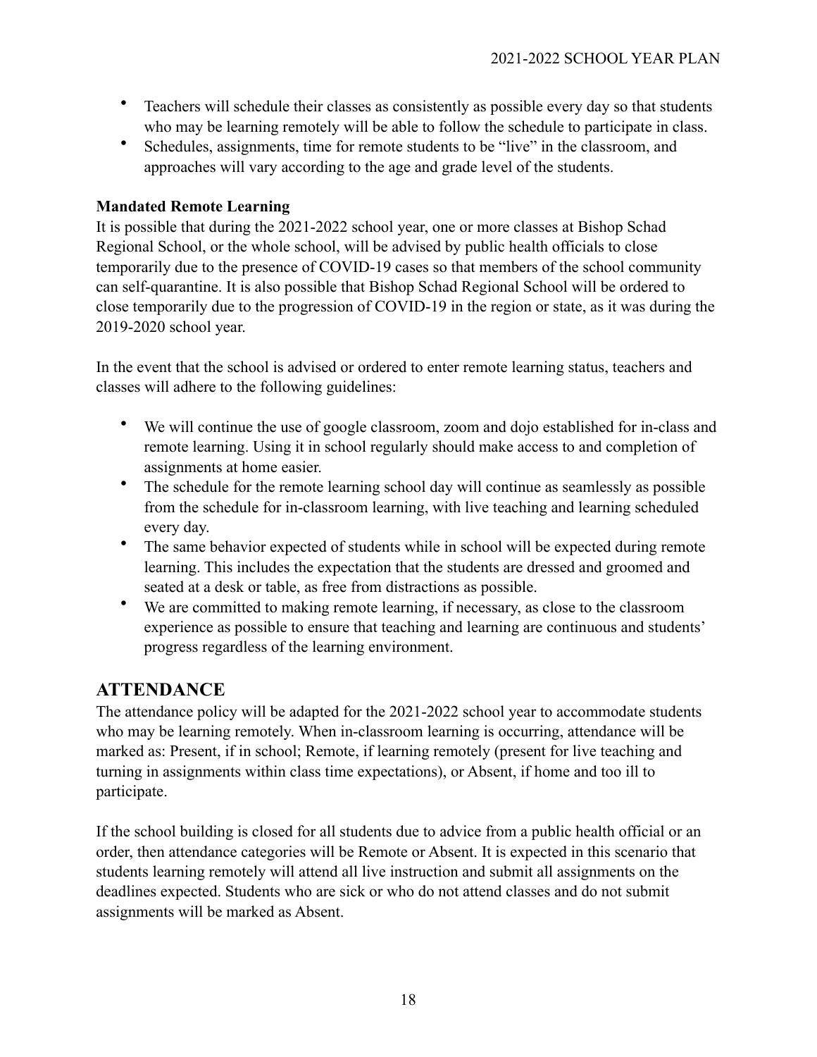- Teachers will schedule their classes as consistently as possible every day so that students who may be learning remotely will be able to follow the schedule to participate in class.
- Schedules, assignments, time for remote students to be "live" in the classroom, and approaches will vary according to the age and grade level of the students.

**Mandated Remote Learning**

It is possible that during the 2021-2022 school year, one or more classes at Bishop Schad Regional School, or the whole school, will be advised by public health officials to close temporarily due to the presence of COVID-19 cases so that members of the school community can self-quarantine. It is also possible that Bishop Schad Regional School will be ordered to close temporarily due to the progression of COVID-19 in the region or state, as it was during the 2019-2020 school year.

In the event that the school is advised or ordered to enter remote learning status, teachers and classes will adhere to the following guidelines:

- We will continue the use of google classroom, zoom and dojo established for in-class and remote learning. Using it in school regularly should make access to and completion of assignments at home easier.
- The schedule for the remote learning school day will continue as seamlessly as possible from the schedule for in-classroom learning, with live teaching and learning scheduled every day.
- The same behavior expected of students while in school will be expected during remote learning. This includes the expectation that the students are dressed and groomed and seated at a desk or table, as free from distractions as possible.
- We are committed to making remote learning, if necessary, as close to the classroom experience as possible to ensure that teaching and learning are continuous and students' progress regardless of the learning environment.

## ATTENDANCE

The attendance policy will be adapted for the 2021-2022 school year to accommodate students who may be learning remotely. When in-classroom learning is occurring, attendance will be marked as: Present, if in school; Remote, if learning remotely (present for live teaching and turning in assignments within class time expectations), or Absent, if home and too ill to participate.

If the school building is closed for all students due to advice from a public health official or an order, then attendance categories will be Remote or Absent. It is expected in this scenario that students learning remotely will attend all live instruction and submit all assignments on the deadlines expected. Students who are sick or who do not attend classes and do not submit assignments will be marked as Absent.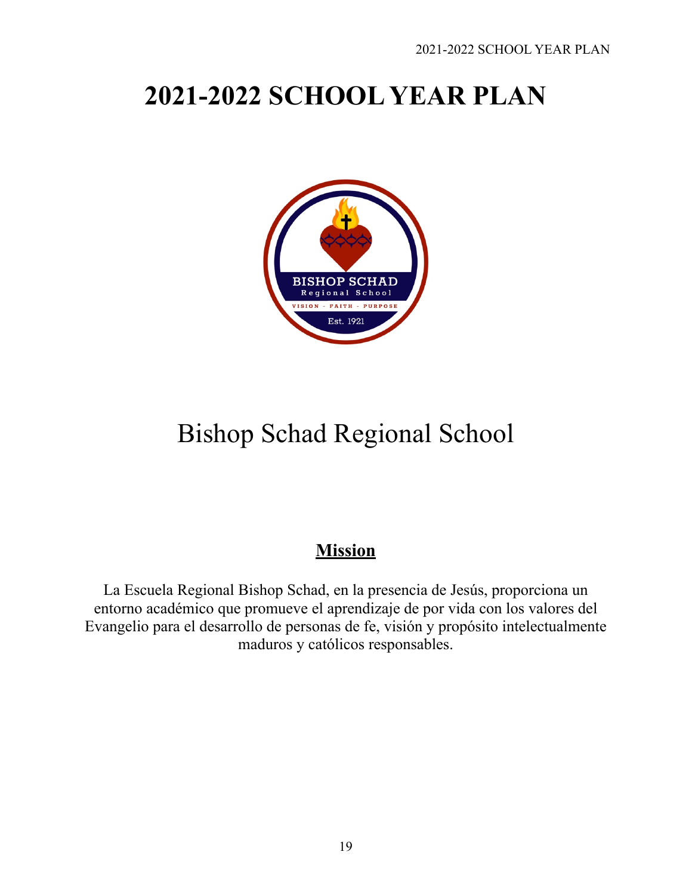# 2021-2022 SCHOOL YEAR PLAN

Bishop Schad Regional School

## Mission

La Escuela Regional Bishop Schad, en la presencia de Jesús, proporciona un entorno académico que promueve el aprendizaje de por vida con los valores del Evangelio para el desarrollo de personas de fe, visión y propósito intelectualmente maduros y católicos responsables.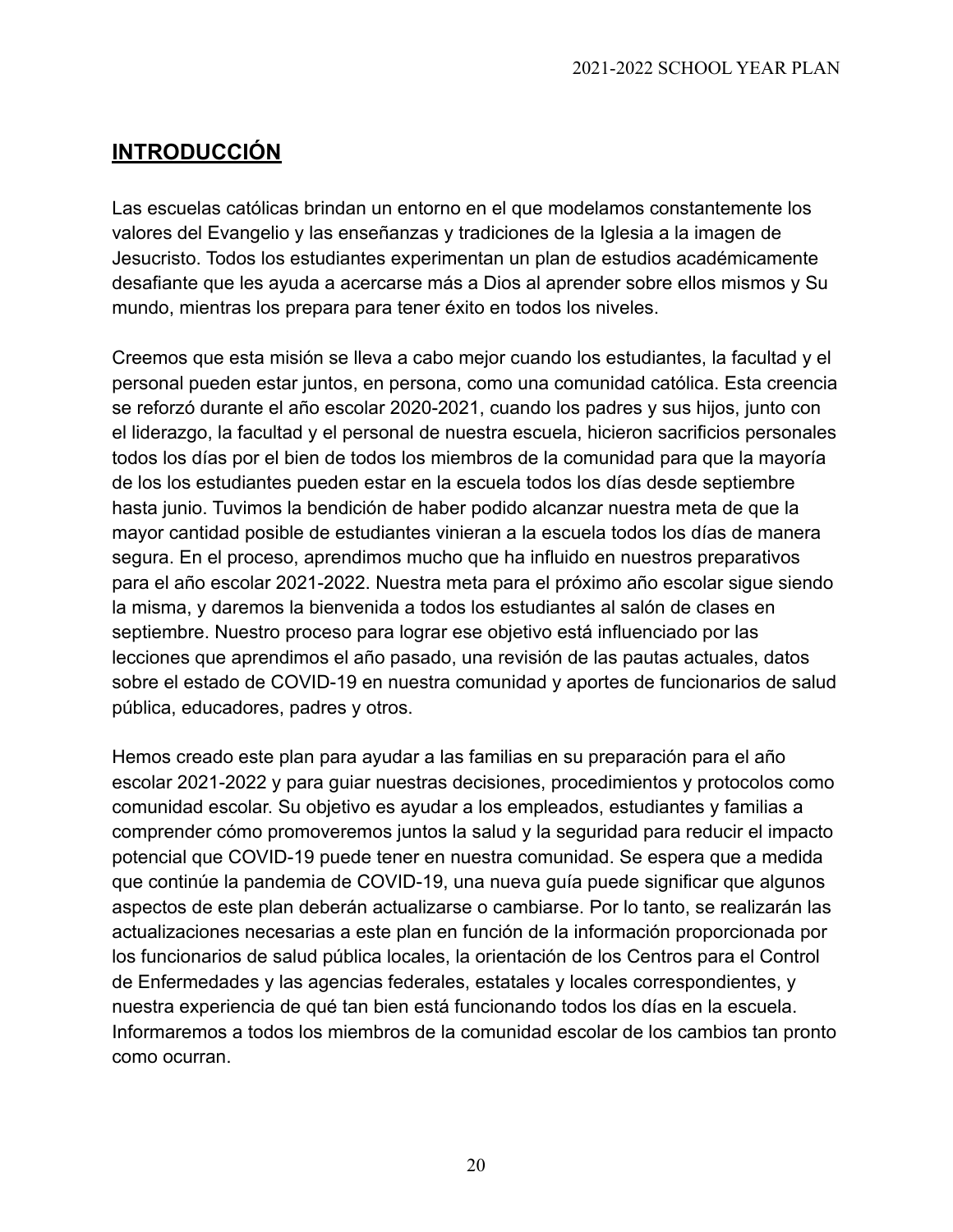## INTRODUCCIÓN

Las escuelas católicas brindan un entorno en el que modelamos constantemente los valores del Evangelio y las enseñanzas y tradiciones de la Iglesia a la imagen de Jesucristo. Todos los estudiantes experimentan un plan de estudios académicamente desafiante que les ayuda a acercarse más a Dios al aprender sobre ellos mismos y Su mundo, mientras los prepara para tener éxito en todos los niveles.

Creemos que esta misión se lleva a cabo mejor cuando los estudiantes, la facultad y el personal pueden estar juntos, en persona, como una comunidad católica. Esta creencia se reforzó durante el año escolar 2020-2021, cuando los padres y sus hijos, junto con el liderazgo, la facultad y el personal de nuestra escuela, hicieron sacrificios personales todos los días por el bien de todos los miembros de la comunidad para que la mayoría de los los estudiantes pueden estar en la escuela todos los días desde septiembre hasta junio. Tuvimos la bendición de haber podido alcanzar nuestra meta de que la mayor cantidad posible de estudiantes vinieran a la escuela todos los días de manera segura. En el proceso, aprendimos mucho que ha influido en nuestros preparativos para el año escolar 2021-2022. Nuestra meta para el próximo año escolar sigue siendo la misma, y daremos la bienvenida a todos los estudiantes al salón de clases en septiembre. Nuestro proceso para lograr ese objetivo está influenciado por las lecciones que aprendimos el año pasado, una revisión de las pautas actuales, datos sobre el estado de COVID-19 en nuestra comunidad y aportes de funcionarios de salud pública, educadores, padres y otros.

Hemos creado este plan para ayudar a las familias en su preparación para el año escolar 2021-2022 y para guiar nuestras decisiones, procedimientos y protocolos como comunidad escolar. Su objetivo es ayudar a los empleados, estudiantes y familias a comprender cómo promoveremos juntos la salud y la seguridad para reducir el impacto potencial que COVID-19 puede tener en nuestra comunidad. Se espera que a medida que continúe la pandemia de COVID-19, una nueva guía puede significar que algunos aspectos de este plan deberán actualizarse o cambiarse. Por lo tanto, se realizarán las actualizaciones necesarias a este plan en función de la información proporcionada por los funcionarios de salud pública locales, la orientación de los Centros para el Control de Enfermedades y las agencias federales, estatales y locales correspondientes, y nuestra experiencia de qué tan bien está funcionando todos los días en la escuela. Informaremos a todos los miembros de la comunidad escolar de los cambios tan pronto como ocurran.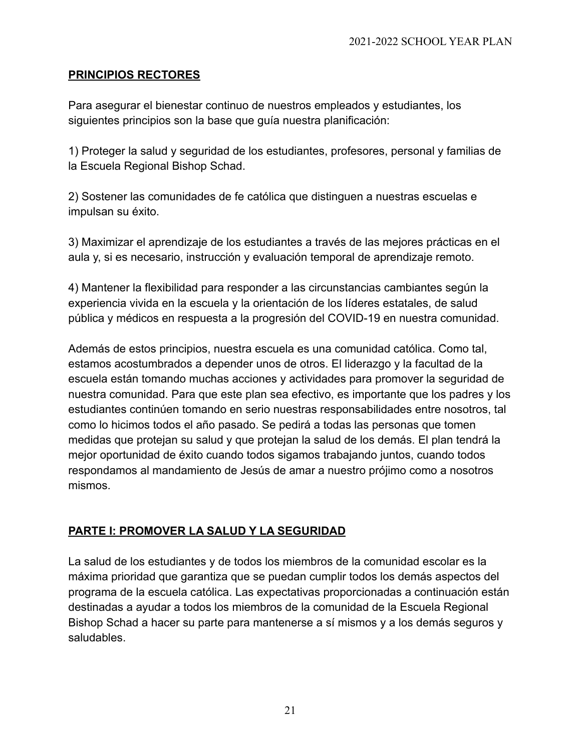## PRINCIPIOS RECTORES

Para asegurar el bienestar continuo de nuestros empleados y estudiantes, los siguientes principios son la base que guía nuestra planificación:

1) Proteger la salud y seguridad de los estudiantes, profesores, personal y familias de la Escuela Regional Bishop Schad.

2) Sostener las comunidades de fe católica que distinguen a nuestras escuelas e impulsan su éxito.

3) Maximizar el aprendizaje de los estudiantes a través de las mejores prácticas en el aula y, si es necesario, instrucción y evaluación temporal de aprendizaje remoto.

4) Mantener la flexibilidad para responder a las circunstancias cambiantes según la experiencia vivida en la escuela y la orientación de los líderes estatales, de salud pública y médicos en respuesta a la progresión del COVID-19 en nuestra comunidad.

Además de estos principios, nuestra escuela es una comunidad católica. Como tal, estamos acostumbrados a depender unos de otros. El liderazgo y la facultad de la escuela están tomando muchas acciones y actividades para promover la seguridad de nuestra comunidad. Para que este plan sea efectivo, es importante que los padres y los estudiantes continúen tomando en serio nuestras responsabilidades entre nosotros, tal como lo hicimos todos el año pasado. Se pedirá a todas las personas que tomen medidas que protejan su salud y que protejan la salud de los demás. El plan tendrá la mejor oportunidad de éxito cuando todos sigamos trabajando juntos, cuando todos respondamos al mandamiento de Jesús de amar a nuestro prójimo como a nosotros mismos.

## PARTE I: PROMOVER LA SALUD Y LA SEGURIDAD

La salud de los estudiantes y de todos los miembros de la comunidad escolar es la máxima prioridad que garantiza que se puedan cumplir todos los demás aspectos del programa de la escuela católica. Las expectativas proporcionadas a continuación están destinadas a ayudar a todos los miembros de la comunidad de la Escuela Regional Bishop Schad a hacer su parte para mantenerse a sí mismos y a los demás seguros y saludables.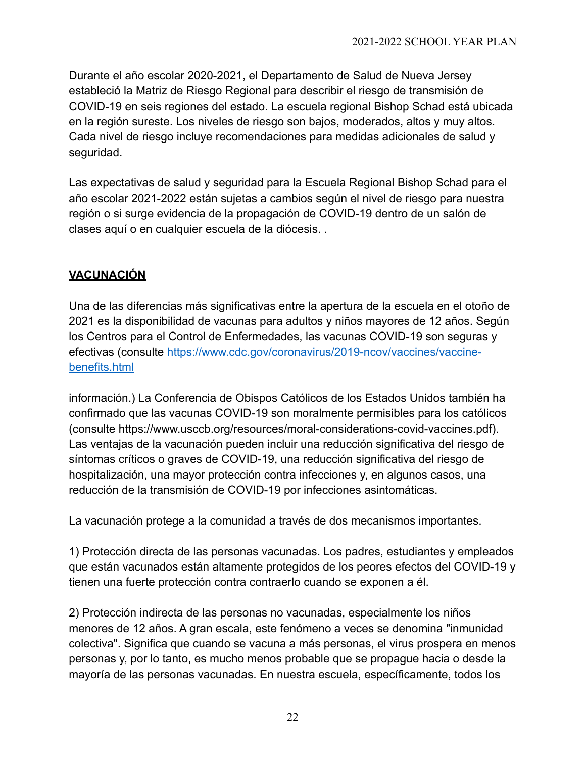Durante el año escolar 2020-2021, el Departamento de Salud de Nueva Jersey estableció la Matriz de Riesgo Regional para describir el riesgo de transmisión de COVID-19 en seis regiones del estado. La escuela regional Bishop Schad está ubicada en la región sureste. Los niveles de riesgo son bajos, moderados, altos y muy altos. Cada nivel de riesgo incluye recomendaciones para medidas adicionales de salud y seguridad.

Las expectativas de salud y seguridad para la Escuela Regional Bishop Schad para el año escolar 2021-2022 están sujetas a cambios según el nivel de riesgo para nuestra región o si surge evidencia de la propagación de COVID-19 dentro de un salón de clases aquí o en cualquier escuela de la diócesis. .

## VACUNACIÓN

Una de las diferencias más significativas entre la apertura de la escuela en el otoño de 2021 es la disponibilidad de vacunas para adultos y niños mayores de 12 años. Según los Centros para el Control de Enfermedades, las vacunas COVID-19 son seguras y efectivas (consulte [https://www.cdc.gov/coronavirus/2019-ncov/vaccines/vaccine-benefits.html](https://www.cdc.gov/coronavirus/2019-ncov/vaccines/vaccine-benefits.html)

información.) La Conferencia de Obispos Católicos de los Estados Unidos también ha confirmado que las vacunas COVID-19 son moralmente permisibles para los católicos (consulte https://www.usccb.org/resources/moral-considerations-covid-vaccines.pdf). Las ventajas de la vacunación pueden incluir una reducción significativa del riesgo de síntomas críticos o graves de COVID-19, una reducción significativa del riesgo de hospitalización, una mayor protección contra infecciones y, en algunos casos, una reducción de la transmisión de COVID-19 por infecciones asintomáticas.

La vacunación protege a la comunidad a través de dos mecanismos importantes.

1) Protección directa de las personas vacunadas. Los padres, estudiantes y empleados que están vacunados están altamente protegidos de los peores efectos del COVID-19 y tienen una fuerte protección contra contraerlo cuando se exponen a él.

2) Protección indirecta de las personas no vacunadas, especialmente los niños menores de 12 años. A gran escala, este fenómeno a veces se denomina "inmunidad colectiva". Significa que cuando se vacuna a más personas, el virus prospera en menos personas y, por lo tanto, es mucho menos probable que se propague hacia o desde la mayoría de las personas vacunadas. En nuestra escuela, específicamente, todos los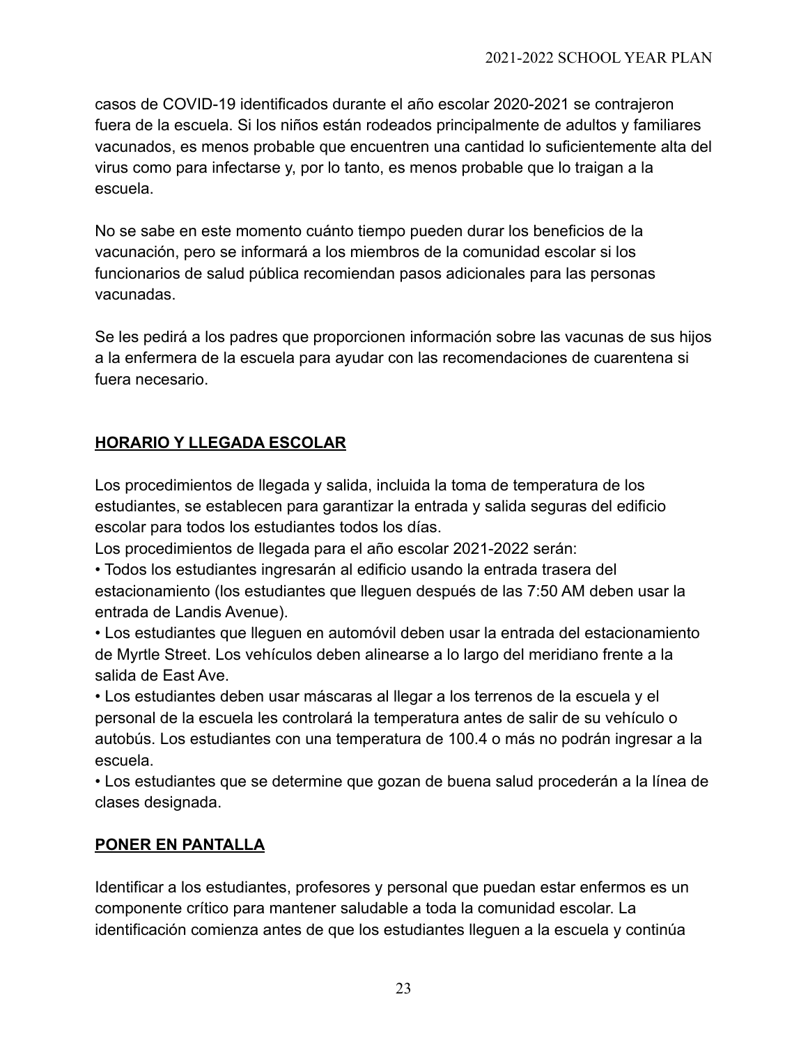casos de COVID-19 identificados durante el año escolar 2020-2021 se contrajeron fuera de la escuela. Si los niños están rodeados principalmente de adultos y familiares vacunados, es menos probable que encuentren una cantidad lo suficientemente alta del virus como para infectarse y, por lo tanto, es menos probable que lo traigan a la escuela.

No se sabe en este momento cuánto tiempo pueden durar los beneficios de la vacunación, pero se informará a los miembros de la comunidad escolar si los funcionarios de salud pública recomiendan pasos adicionales para las personas vacunadas.

Se les pedirá a los padres que proporcionen información sobre las vacunas de sus hijos a la enfermera de la escuela para ayudar con las recomendaciones de cuarentena si fuera necesario.

## HORARIO Y LLEGADA ESCOLAR

Los procedimientos de llegada y salida, incluida la toma de temperatura de los estudiantes, se establecen para garantizar la entrada y salida seguras del edificio escolar para todos los estudiantes todos los días.
Los procedimientos de llegada para el año escolar 2021-2022 serán:

- Todos los estudiantes ingresarán al edificio usando la entrada trasera del estacionamiento (los estudiantes que lleguen después de las 7:50 AM deben usar la entrada de Landis Avenue).
- Los estudiantes que lleguen en automóvil deben usar la entrada del estacionamiento de Myrtle Street. Los vehículos deben alinearse a lo largo del meridiano frente a la salida de East Ave.
- Los estudiantes deben usar máscaras al llegar a los terrenos de la escuela y el personal de la escuela les controlará la temperatura antes de salir de su vehículo o autobús. Los estudiantes con una temperatura de 100.4 o más no podrán ingresar a la escuela.
- Los estudiantes que se determine que gozan de buena salud procederán a la línea de clases designada.

## PONER EN PANTALLA

Identificar a los estudiantes, profesores y personal que puedan estar enfermos es un componente crítico para mantener saludable a toda la comunidad escolar. La identificación comienza antes de que los estudiantes lleguen a la escuela y continúa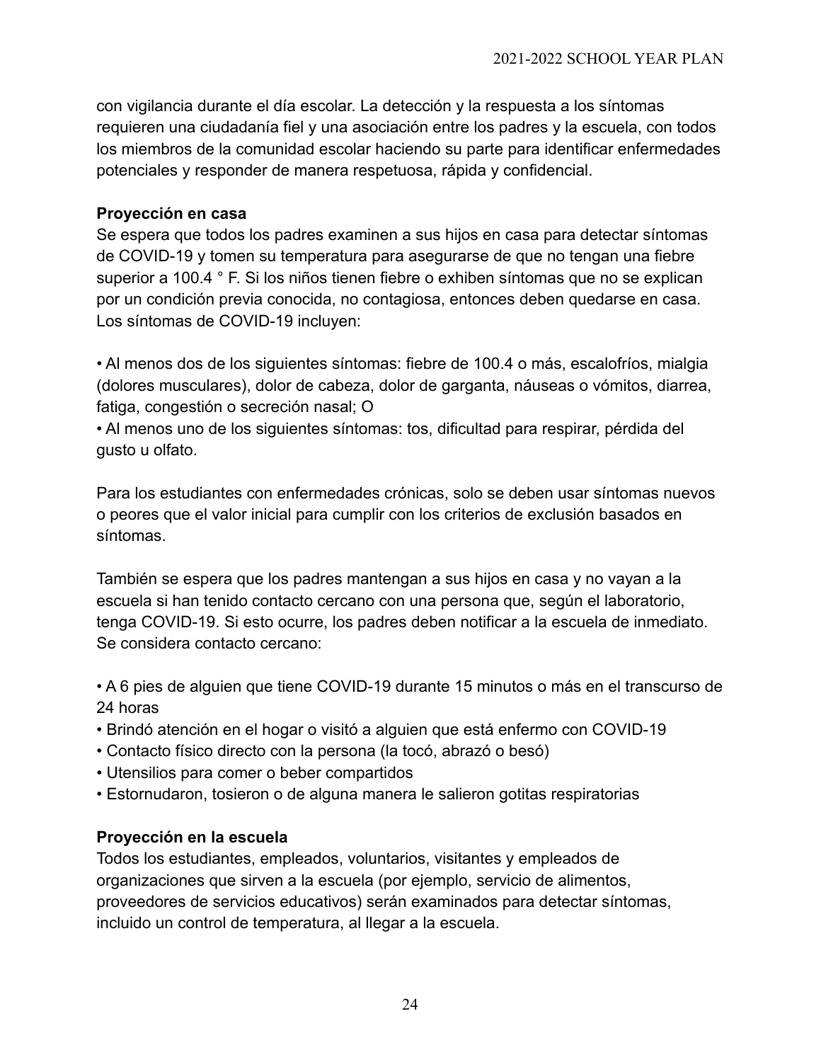con vigilancia durante el día escolar. La detección y la respuesta a los síntomas requieren una ciudadanía fiel y una asociación entre los padres y la escuela, con todos los miembros de la comunidad escolar haciendo su parte para identificar enfermedades potenciales y responder de manera respetuosa, rápida y confidencial.

**Proyección en casa**

Se espera que todos los padres examinen a sus hijos en casa para detectar síntomas de COVID-19 y tomen su temperatura para asegurarse de que no tengan una fiebre superior a 100.4 ° F. Si los niños tienen fiebre o exhiben síntomas que no se explican por un condición previa conocida, no contagiosa, entonces deben quedarse en casa. Los síntomas de COVID-19 incluyen:

- Al menos dos de los siguientes síntomas: fiebre de 100.4 o más, escalofríos, mialgia (dolores musculares), dolor de cabeza, dolor de garganta, náuseas o vómitos, diarrea, fatiga, congestión o secreción nasal; O
- Al menos uno de los siguientes síntomas: tos, dificultad para respirar, pérdida del gusto u olfato.

Para los estudiantes con enfermedades crónicas, solo se deben usar síntomas nuevos o peores que el valor inicial para cumplir con los criterios de exclusión basados en síntomas.

También se espera que los padres mantengan a sus hijos en casa y no vayan a la escuela si han tenido contacto cercano con una persona que, según el laboratorio, tenga COVID-19. Si esto ocurre, los padres deben notificar a la escuela de inmediato. Se considera contacto cercano:

- A 6 pies de alguien que tiene COVID-19 durante 15 minutos o más en el transcurso de 24 horas
- Brindó atención en el hogar o visitó a alguien que está enfermo con COVID-19
- Contacto físico directo con la persona (la tocó, abrazó o besó)
- Utensilios para comer o beber compartidos
- Estornudaron, tosieron o de alguna manera le salieron gotitas respiratorias

**Proyección en la escuela**

Todos los estudiantes, empleados, voluntarios, visitantes y empleados de organizaciones que sirven a la escuela (por ejemplo, servicio de alimentos, proveedores de servicios educativos) serán examinados para detectar síntomas, incluido un control de temperatura, al llegar a la escuela.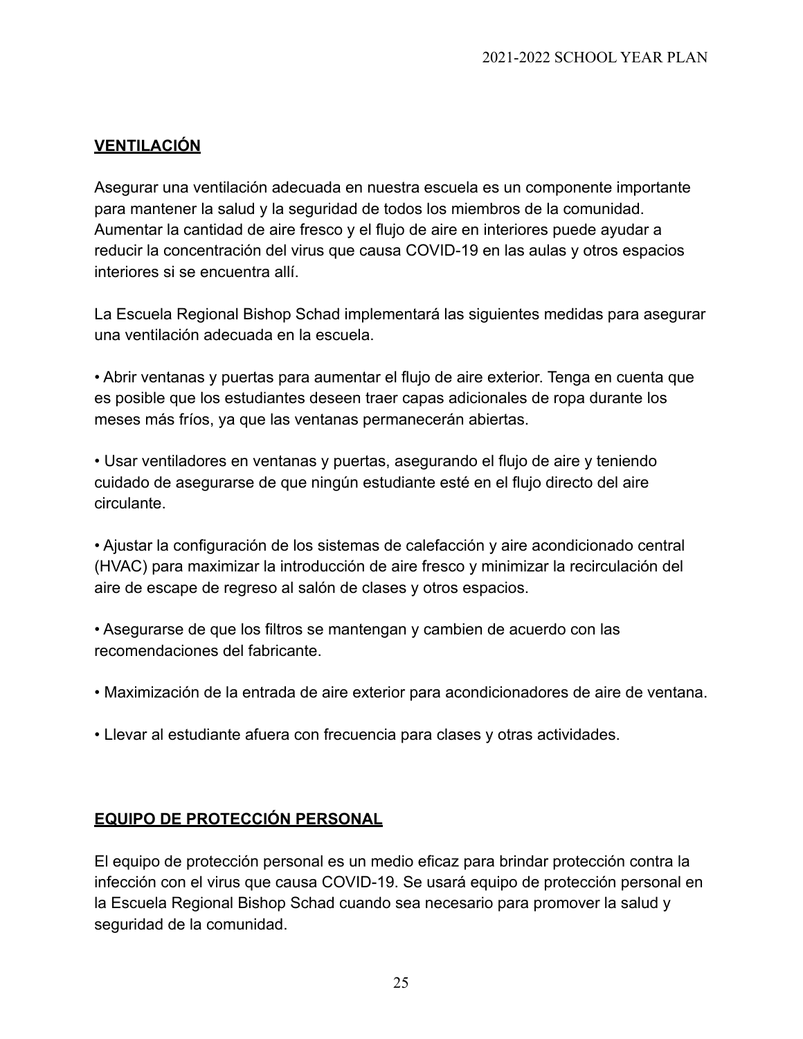## VENTILACIÓN

Asegurar una ventilación adecuada en nuestra escuela es un componente importante para mantener la salud y la seguridad de todos los miembros de la comunidad. Aumentar la cantidad de aire fresco y el flujo de aire en interiores puede ayudar a reducir la concentración del virus que causa COVID-19 en las aulas y otros espacios interiores si se encuentra allí.

La Escuela Regional Bishop Schad implementará las siguientes medidas para asegurar una ventilación adecuada en la escuela.

• Abrir ventanas y puertas para aumentar el flujo de aire exterior. Tenga en cuenta que es posible que los estudiantes deseen traer capas adicionales de ropa durante los meses más fríos, ya que las ventanas permanecerán abiertas.

• Usar ventiladores en ventanas y puertas, asegurando el flujo de aire y teniendo cuidado de asegurarse de que ningún estudiante esté en el flujo directo del aire circulante.

• Ajustar la configuración de los sistemas de calefacción y aire acondicionado central (HVAC) para maximizar la introducción de aire fresco y minimizar la recirculación del aire de escape de regreso al salón de clases y otros espacios.

• Asegurarse de que los filtros se mantengan y cambien de acuerdo con las recomendaciones del fabricante.

• Maximización de la entrada de aire exterior para acondicionadores de aire de ventana.

• Llevar al estudiante afuera con frecuencia para clases y otras actividades.

## EQUIPO DE PROTECCIÓN PERSONAL

El equipo de protección personal es un medio eficaz para brindar protección contra la infección con el virus que causa COVID-19. Se usará equipo de protección personal en la Escuela Regional Bishop Schad cuando sea necesario para promover la salud y seguridad de la comunidad.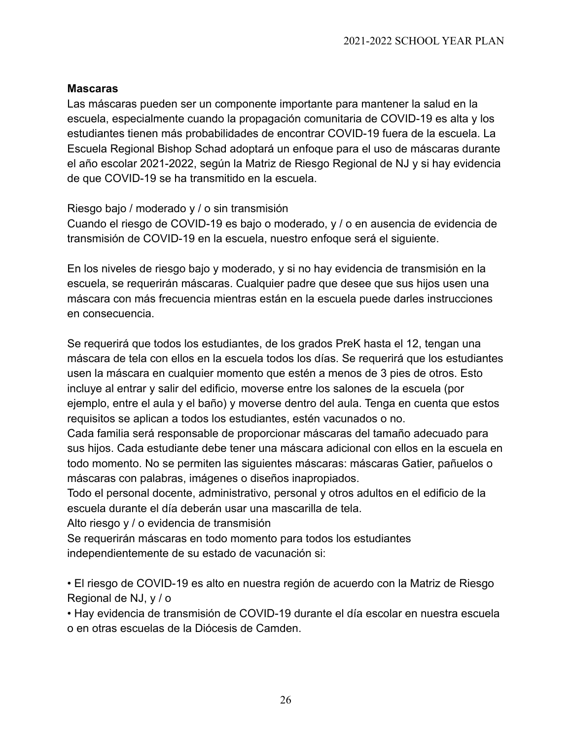**Mascaras**

Las máscaras pueden ser un componente importante para mantener la salud en la escuela, especialmente cuando la propagación comunitaria de COVID-19 es alta y los estudiantes tienen más probabilidades de encontrar COVID-19 fuera de la escuela. La Escuela Regional Bishop Schad adoptará un enfoque para el uso de máscaras durante el año escolar 2021-2022, según la Matriz de Riesgo Regional de NJ y si hay evidencia de que COVID-19 se ha transmitido en la escuela.

Riesgo bajo / moderado y / o sin transmisión

Cuando el riesgo de COVID-19 es bajo o moderado, y / o en ausencia de evidencia de transmisión de COVID-19 en la escuela, nuestro enfoque será el siguiente.

En los niveles de riesgo bajo y moderado, y si no hay evidencia de transmisión en la escuela, se requerirán máscaras. Cualquier padre que desee que sus hijos usen una máscara con más frecuencia mientras están en la escuela puede darles instrucciones en consecuencia.

Se requerirá que todos los estudiantes, de los grados PreK hasta el 12, tengan una máscara de tela con ellos en la escuela todos los días. Se requerirá que los estudiantes usen la máscara en cualquier momento que estén a menos de 3 pies de otros. Esto incluye al entrar y salir del edificio, moverse entre los salones de la escuela (por ejemplo, entre el aula y el baño) y moverse dentro del aula. Tenga en cuenta que estos requisitos se aplican a todos los estudiantes, estén vacunados o no.

Cada familia será responsable de proporcionar máscaras del tamaño adecuado para sus hijos. Cada estudiante debe tener una máscara adicional con ellos en la escuela en todo momento. No se permiten las siguientes máscaras: máscaras Gatier, pañuelos o máscaras con palabras, imágenes o diseños inapropiados.

Todo el personal docente, administrativo, personal y otros adultos en el edificio de la escuela durante el día deberán usar una mascarilla de tela.

Alto riesgo y / o evidencia de transmisión

Se requerirán máscaras en todo momento para todos los estudiantes independientemente de su estado de vacunación si:

- El riesgo de COVID-19 es alto en nuestra región de acuerdo con la Matriz de Riesgo Regional de NJ, y / o
- Hay evidencia de transmisión de COVID-19 durante el día escolar en nuestra escuela o en otras escuelas de la Diócesis de Camden.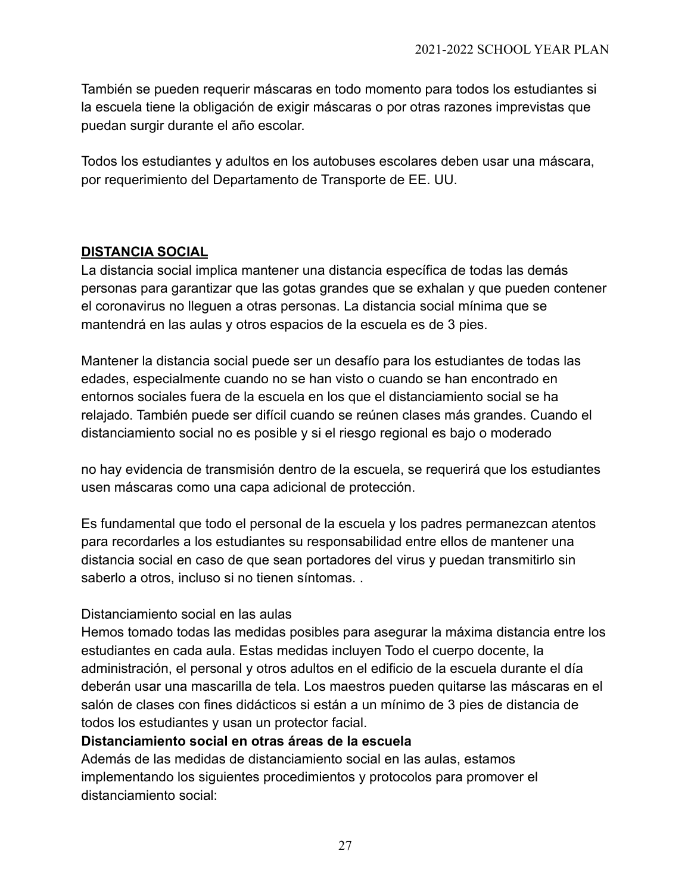También se pueden requerir máscaras en todo momento para todos los estudiantes si la escuela tiene la obligación de exigir máscaras o por otras razones imprevistas que puedan surgir durante el año escolar.

Todos los estudiantes y adultos en los autobuses escolares deben usar una máscara, por requerimiento del Departamento de Transporte de EE. UU.

## DISTANCIA SOCIAL

La distancia social implica mantener una distancia específica de todas las demás personas para garantizar que las gotas grandes que se exhalan y que pueden contener el coronavirus no lleguen a otras personas. La distancia social mínima que se mantendrá en las aulas y otros espacios de la escuela es de 3 pies.

Mantener la distancia social puede ser un desafío para los estudiantes de todas las edades, especialmente cuando no se han visto o cuando se han encontrado en entornos sociales fuera de la escuela en los que el distanciamiento social se ha relajado. También puede ser difícil cuando se reúnen clases más grandes. Cuando el distanciamiento social no es posible y si el riesgo regional es bajo o moderado

no hay evidencia de transmisión dentro de la escuela, se requerirá que los estudiantes usen máscaras como una capa adicional de protección.

Es fundamental que todo el personal de la escuela y los padres permanezcan atentos para recordarles a los estudiantes su responsabilidad entre ellos de mantener una distancia social en caso de que sean portadores del virus y puedan transmitirlo sin saberlo a otros, incluso si no tienen síntomas. .

Distanciamiento social en las aulas

Hemos tomado todas las medidas posibles para asegurar la máxima distancia entre los estudiantes en cada aula. Estas medidas incluyen Todo el cuerpo docente, la administración, el personal y otros adultos en el edificio de la escuela durante el día deberán usar una mascarilla de tela. Los maestros pueden quitarse las máscaras en el salón de clases con fines didácticos si están a un mínimo de 3 pies de distancia de todos los estudiantes y usan un protector facial.

**Distanciamiento social en otras áreas de la escuela**

Además de las medidas de distanciamiento social en las aulas, estamos implementando los siguientes procedimientos y protocolos para promover el distanciamiento social: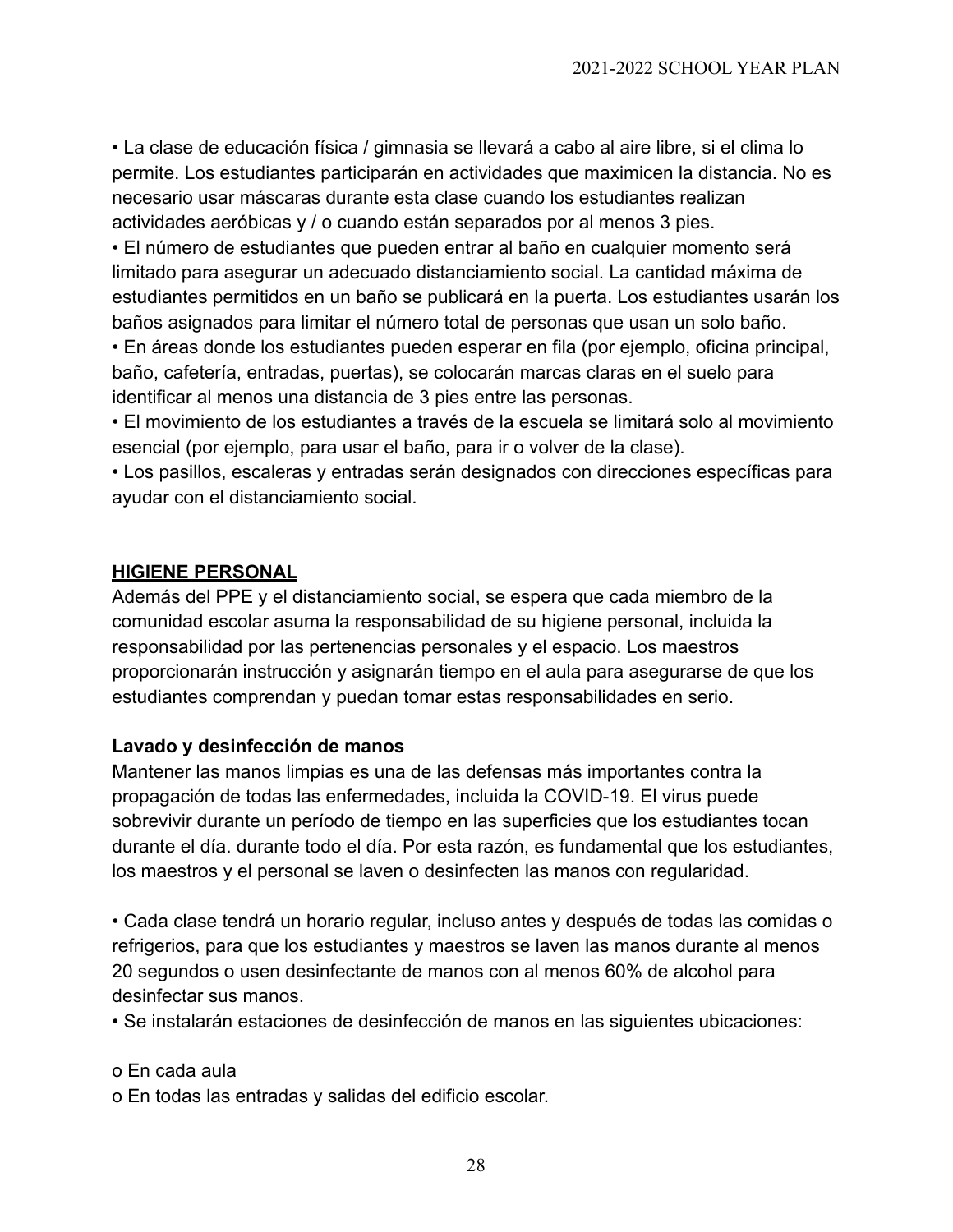• La clase de educación física / gimnasia se llevará a cabo al aire libre, si el clima lo permite. Los estudiantes participarán en actividades que maximicen la distancia. No es necesario usar máscaras durante esta clase cuando los estudiantes realizan actividades aeróbicas y / o cuando están separados por al menos 3 pies.
• El número de estudiantes que pueden entrar al baño en cualquier momento será limitado para asegurar un adecuado distanciamiento social. La cantidad máxima de estudiantes permitidos en un baño se publicará en la puerta. Los estudiantes usarán los baños asignados para limitar el número total de personas que usan un solo baño.
• En áreas donde los estudiantes pueden esperar en fila (por ejemplo, oficina principal, baño, cafetería, entradas, puertas), se colocarán marcas claras en el suelo para identificar al menos una distancia de 3 pies entre las personas.
• El movimiento de los estudiantes a través de la escuela se limitará solo al movimiento esencial (por ejemplo, para usar el baño, para ir o volver de la clase).
• Los pasillos, escaleras y entradas serán designados con direcciones específicas para ayudar con el distanciamiento social.

## **<u>HIGIENE PERSONAL</u>**

Además del PPE y el distanciamiento social, se espera que cada miembro de la comunidad escolar asuma la responsabilidad de su higiene personal, incluida la responsabilidad por las pertenencias personales y el espacio. Los maestros proporcionarán instrucción y asignarán tiempo en el aula para asegurarse de que los estudiantes comprendan y puedan tomar estas responsabilidades en serio.

### **Lavado y desinfección de manos**

Mantener las manos limpias es una de las defensas más importantes contra la propagación de todas las enfermedades, incluida la COVID-19. El virus puede sobrevivir durante un período de tiempo en las superficies que los estudiantes tocan durante el día. durante todo el día. Por esta razón, es fundamental que los estudiantes, los maestros y el personal se laven o desinfecten las manos con regularidad.

• Cada clase tendrá un horario regular, incluso antes y después de todas las comidas o refrigerios, para que los estudiantes y maestros se laven las manos durante al menos 20 segundos o usen desinfectante de manos con al menos 60% de alcohol para desinfectar sus manos.
• Se instalarán estaciones de desinfección de manos en las siguientes ubicaciones:

o En cada aula
o En todas las entradas y salidas del edificio escolar.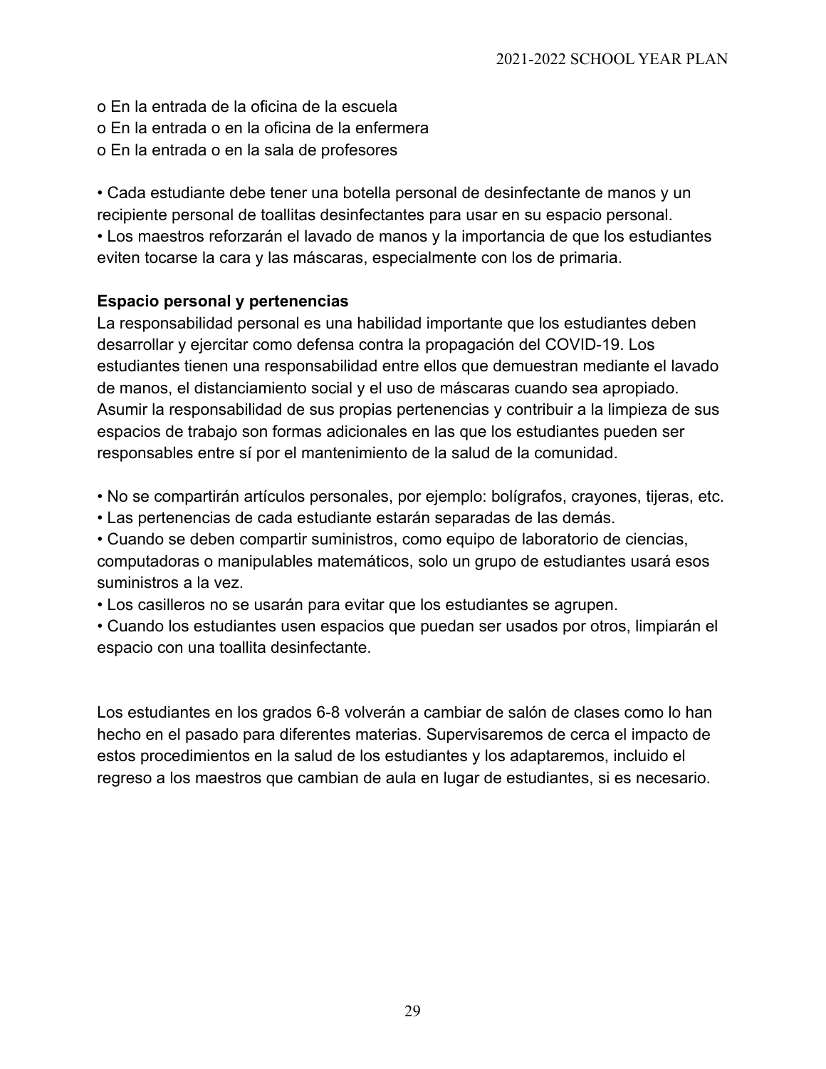- En la entrada de la oficina de la escuela
- En la entrada o en la oficina de la enfermera
- En la entrada o en la sala de profesores

- Cada estudiante debe tener una botella personal de desinfectante de manos y un recipiente personal de toallitas desinfectantes para usar en su espacio personal.
- Los maestros reforzarán el lavado de manos y la importancia de que los estudiantes eviten tocarse la cara y las máscaras, especialmente con los de primaria.

**Espacio personal y pertenencias**

La responsabilidad personal es una habilidad importante que los estudiantes deben desarrollar y ejercitar como defensa contra la propagación del COVID-19. Los estudiantes tienen una responsabilidad entre ellos que demuestran mediante el lavado de manos, el distanciamiento social y el uso de máscaras cuando sea apropiado. Asumir la responsabilidad de sus propias pertenencias y contribuir a la limpieza de sus espacios de trabajo son formas adicionales en las que los estudiantes pueden ser responsables entre sí por el mantenimiento de la salud de la comunidad.

- No se compartirán artículos personales, por ejemplo: bolígrafos, crayones, tijeras, etc.
- Las pertenencias de cada estudiante estarán separadas de las demás.
- Cuando se deben compartir suministros, como equipo de laboratorio de ciencias, computadoras o manipulables matemáticos, solo un grupo de estudiantes usará esos suministros a la vez.
- Los casilleros no se usarán para evitar que los estudiantes se agrupen.
- Cuando los estudiantes usen espacios que puedan ser usados por otros, limpiarán el espacio con una toallita desinfectante.

Los estudiantes en los grados 6-8 volverán a cambiar de salón de clases como lo han hecho en el pasado para diferentes materias. Supervisaremos de cerca el impacto de estos procedimientos en la salud de los estudiantes y los adaptaremos, incluido el regreso a los maestros que cambian de aula en lugar de estudiantes, si es necesario.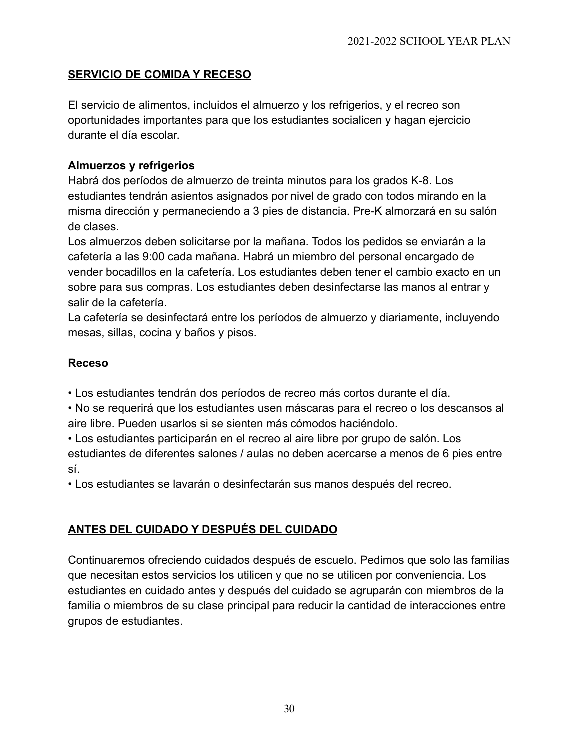## SERVICIO DE COMIDA Y RECESO

El servicio de alimentos, incluidos el almuerzo y los refrigerios, y el recreo son oportunidades importantes para que los estudiantes socialicen y hagan ejercicio durante el día escolar.

### Almuerzos y refrigerios

Habrá dos períodos de almuerzo de treinta minutos para los grados K-8. Los estudiantes tendrán asientos asignados por nivel de grado con todos mirando en la misma dirección y permaneciendo a 3 pies de distancia. Pre-K almorzará en su salón de clases.

Los almuerzos deben solicitarse por la mañana. Todos los pedidos se enviarán a la cafetería a las 9:00 cada mañana. Habrá un miembro del personal encargado de vender bocadillos en la cafetería. Los estudiantes deben tener el cambio exacto en un sobre para sus compras. Los estudiantes deben desinfectarse las manos al entrar y salir de la cafetería.

La cafetería se desinfectará entre los períodos de almuerzo y diariamente, incluyendo mesas, sillas, cocina y baños y pisos.

### Receso

- Los estudiantes tendrán dos períodos de recreo más cortos durante el día.
- No se requerirá que los estudiantes usen máscaras para el recreo o los descansos al aire libre. Pueden usarlos si se sienten más cómodos haciéndolo.
- Los estudiantes participarán en el recreo al aire libre por grupo de salón. Los estudiantes de diferentes salones / aulas no deben acercarse a menos de 6 pies entre sí.
- Los estudiantes se lavarán o desinfectarán sus manos después del recreo.

## ANTES DEL CUIDADO Y DESPUÉS DEL CUIDADO

Continuaremos ofreciendo cuidados después de escuelo. Pedimos que solo las familias que necesitan estos servicios los utilicen y que no se utilicen por conveniencia. Los estudiantes en cuidado antes y después del cuidado se agruparán con miembros de la familia o miembros de su clase principal para reducir la cantidad de interacciones entre grupos de estudiantes.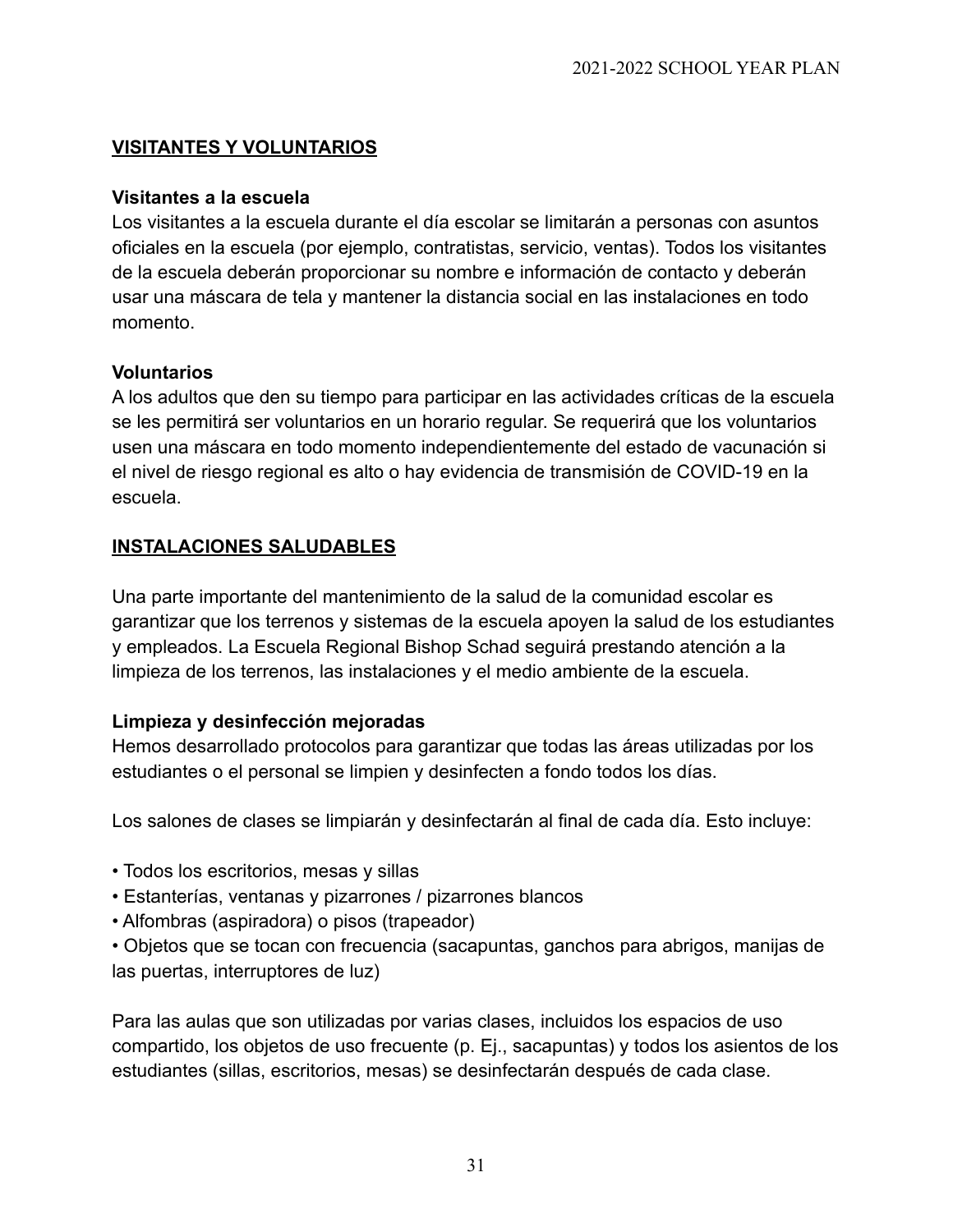## VISITANTES Y VOLUNTARIOS

### Visitantes a la escuela

Los visitantes a la escuela durante el día escolar se limitarán a personas con asuntos oficiales en la escuela (por ejemplo, contratistas, servicio, ventas). Todos los visitantes de la escuela deberán proporcionar su nombre e información de contacto y deberán usar una máscara de tela y mantener la distancia social en las instalaciones en todo momento.

### Voluntarios

A los adultos que den su tiempo para participar en las actividades críticas de la escuela se les permitirá ser voluntarios en un horario regular. Se requerirá que los voluntarios usen una máscara en todo momento independientemente del estado de vacunación si el nivel de riesgo regional es alto o hay evidencia de transmisión de COVID-19 en la escuela.

## INSTALACIONES SALUDABLES

Una parte importante del mantenimiento de la salud de la comunidad escolar es garantizar que los terrenos y sistemas de la escuela apoyen la salud de los estudiantes y empleados. La Escuela Regional Bishop Schad seguirá prestando atención a la limpieza de los terrenos, las instalaciones y el medio ambiente de la escuela.

### Limpieza y desinfección mejoradas

Hemos desarrollado protocolos para garantizar que todas las áreas utilizadas por los estudiantes o el personal se limpien y desinfecten a fondo todos los días.

Los salones de clases se limpiarán y desinfectarán al final de cada día. Esto incluye:

- Todos los escritorios, mesas y sillas
- Estanterías, ventanas y pizarrones / pizarrones blancos
- Alfombras (aspiradora) o pisos (trapeador)
- Objetos que se tocan con frecuencia (sacapuntas, ganchos para abrigos, manijas de las puertas, interruptores de luz)

Para las aulas que son utilizadas por varias clases, incluidos los espacios de uso compartido, los objetos de uso frecuente (p. Ej., sacapuntas) y todos los asientos de los estudiantes (sillas, escritorios, mesas) se desinfectarán después de cada clase.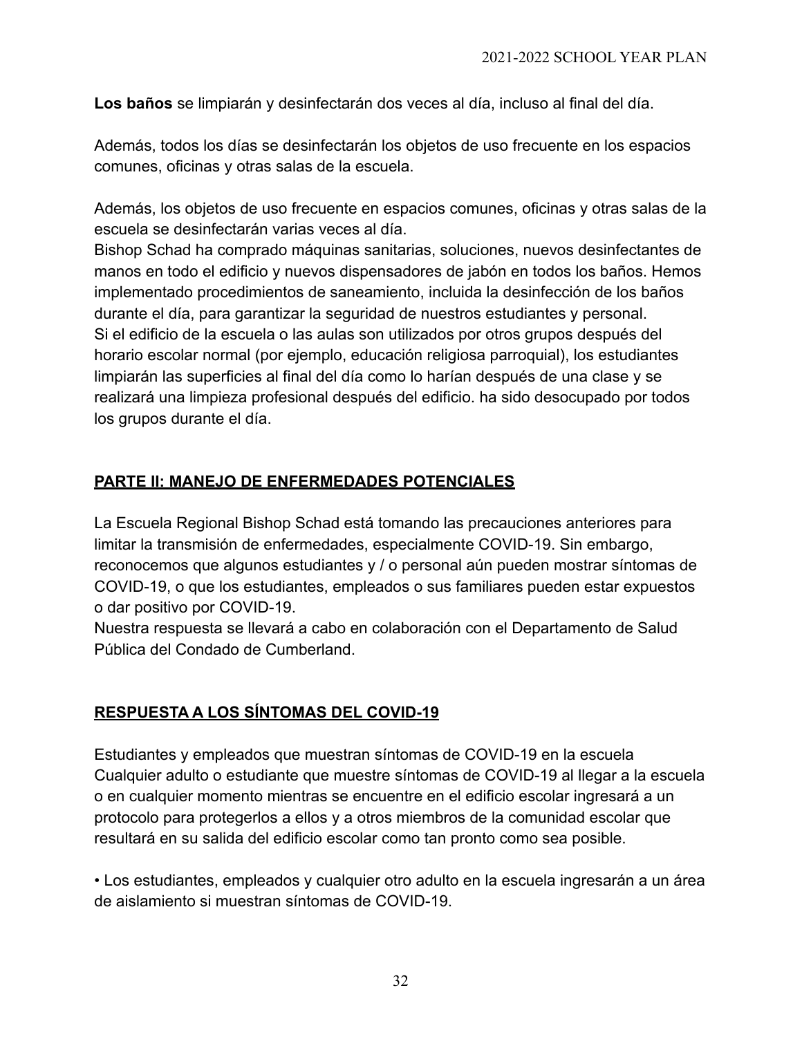**Los baños** se limpiarán y desinfectarán dos veces al día, incluso al final del día.

Además, todos los días se desinfectarán los objetos de uso frecuente en los espacios comunes, oficinas y otras salas de la escuela.

Además, los objetos de uso frecuente en espacios comunes, oficinas y otras salas de la escuela se desinfectarán varias veces al día.
Bishop Schad ha comprado máquinas sanitarias, soluciones, nuevos desinfectantes de manos en todo el edificio y nuevos dispensadores de jabón en todos los baños. Hemos implementado procedimientos de saneamiento, incluida la desinfección de los baños durante el día, para garantizar la seguridad de nuestros estudiantes y personal.
Si el edificio de la escuela o las aulas son utilizados por otros grupos después del horario escolar normal (por ejemplo, educación religiosa parroquial), los estudiantes limpiarán las superficies al final del día como lo harían después de una clase y se realizará una limpieza profesional después del edificio. ha sido desocupado por todos los grupos durante el día.

## PARTE II: MANEJO DE ENFERMEDADES POTENCIALES

La Escuela Regional Bishop Schad está tomando las precauciones anteriores para limitar la transmisión de enfermedades, especialmente COVID-19. Sin embargo, reconocemos que algunos estudiantes y / o personal aún pueden mostrar síntomas de COVID-19, o que los estudiantes, empleados o sus familiares pueden estar expuestos o dar positivo por COVID-19.
Nuestra respuesta se llevará a cabo en colaboración con el Departamento de Salud Pública del Condado de Cumberland.

## RESPUESTA A LOS SÍNTOMAS DEL COVID-19

Estudiantes y empleados que muestran síntomas de COVID-19 en la escuela
Cualquier adulto o estudiante que muestre síntomas de COVID-19 al llegar a la escuela o en cualquier momento mientras se encuentre en el edificio escolar ingresará a un protocolo para protegerlos a ellos y a otros miembros de la comunidad escolar que resultará en su salida del edificio escolar como tan pronto como sea posible.

- Los estudiantes, empleados y cualquier otro adulto en la escuela ingresarán a un área de aislamiento si muestran síntomas de COVID-19.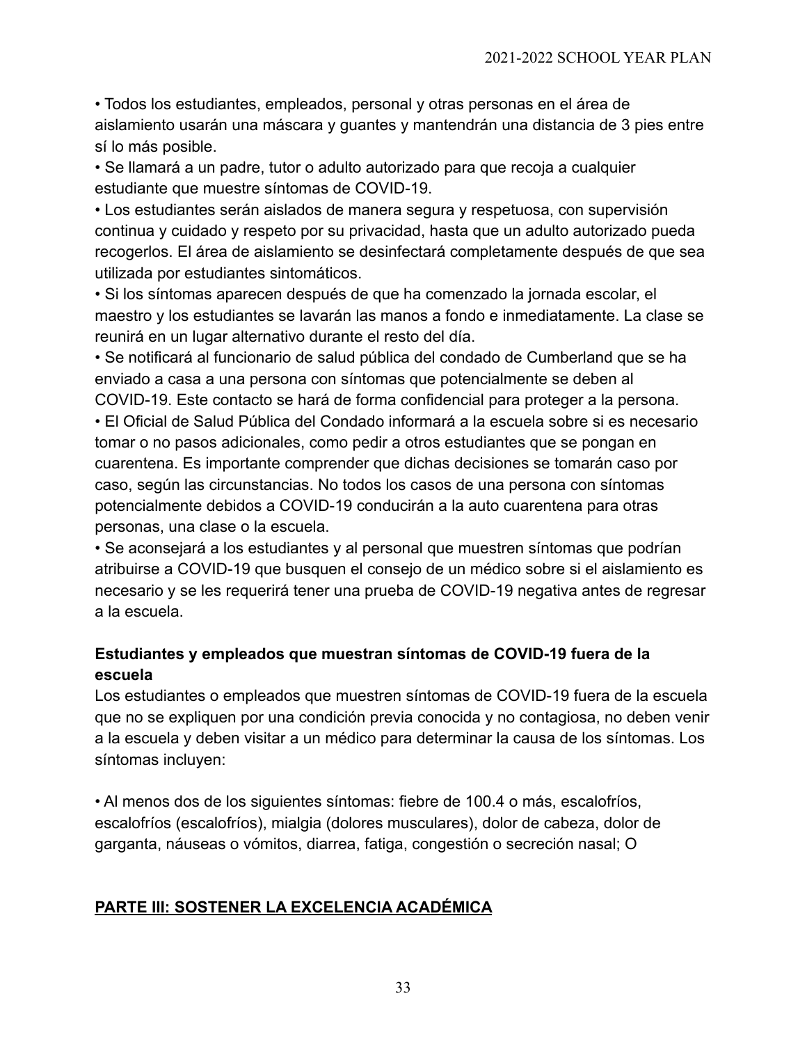- Todos los estudiantes, empleados, personal y otras personas en el área de aislamiento usarán una máscara y guantes y mantendrán una distancia de 3 pies entre sí lo más posible.
- Se llamará a un padre, tutor o adulto autorizado para que recoja a cualquier estudiante que muestre síntomas de COVID-19.
- Los estudiantes serán aislados de manera segura y respetuosa, con supervisión continua y cuidado y respeto por su privacidad, hasta que un adulto autorizado pueda recogerlos. El área de aislamiento se desinfectará completamente después de que sea utilizada por estudiantes sintomáticos.
- Si los síntomas aparecen después de que ha comenzado la jornada escolar, el maestro y los estudiantes se lavarán las manos a fondo e inmediatamente. La clase se reunirá en un lugar alternativo durante el resto del día.
- Se notificará al funcionario de salud pública del condado de Cumberland que se ha enviado a casa a una persona con síntomas que potencialmente se deben al COVID-19. Este contacto se hará de forma confidencial para proteger a la persona.
- El Oficial de Salud Pública del Condado informará a la escuela sobre si es necesario tomar o no pasos adicionales, como pedir a otros estudiantes que se pongan en cuarentena. Es importante comprender que dichas decisiones se tomarán caso por caso, según las circunstancias. No todos los casos de una persona con síntomas potencialmente debidos a COVID-19 conducirán a la auto cuarentena para otras personas, una clase o la escuela.
- Se aconsejará a los estudiantes y al personal que muestren síntomas que podrían atribuirse a COVID-19 que busquen el consejo de un médico sobre si el aislamiento es necesario y se les requerirá tener una prueba de COVID-19 negativa antes de regresar a la escuela.

**Estudiantes y empleados que muestran síntomas de COVID-19 fuera de la escuela**

Los estudiantes o empleados que muestren síntomas de COVID-19 fuera de la escuela que no se expliquen por una condición previa conocida y no contagiosa, no deben venir a la escuela y deben visitar a un médico para determinar la causa de los síntomas. Los síntomas incluyen:

- Al menos dos de los siguientes síntomas: fiebre de 100.4 o más, escalofríos, escalofríos (escalofríos), mialgia (dolores musculares), dolor de cabeza, dolor de garganta, náuseas o vómitos, diarrea, fatiga, congestión o secreción nasal; O

## PARTE III: SOSTENER LA EXCELENCIA ACADÉMICA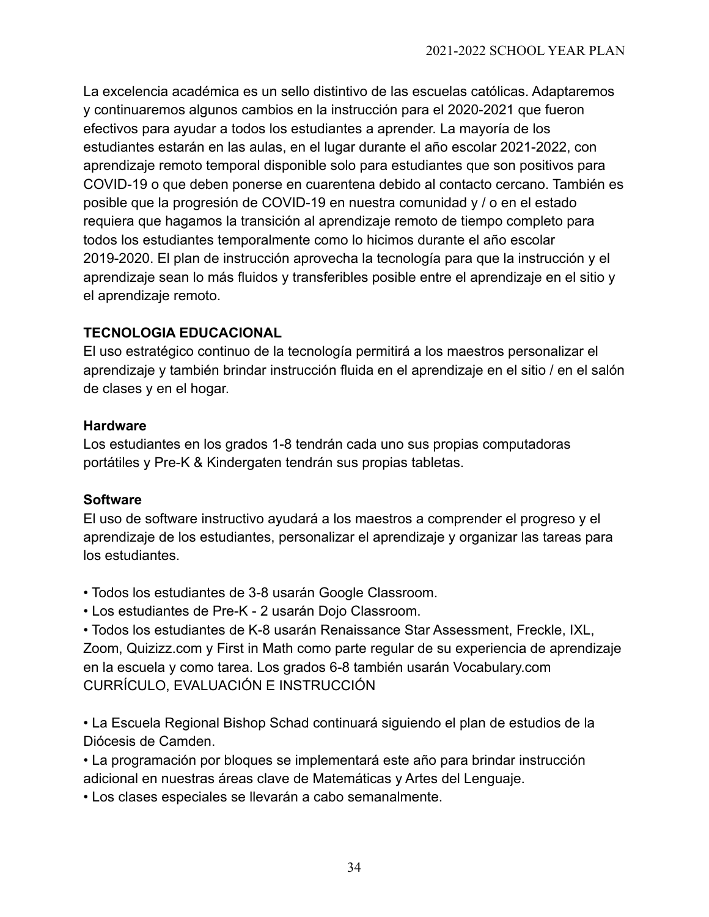La excelencia académica es un sello distintivo de las escuelas católicas. Adaptaremos y continuaremos algunos cambios en la instrucción para el 2020-2021 que fueron efectivos para ayudar a todos los estudiantes a aprender. La mayoría de los estudiantes estarán en las aulas, en el lugar durante el año escolar 2021-2022, con aprendizaje remoto temporal disponible solo para estudiantes que son positivos para COVID-19 o que deben ponerse en cuarentena debido al contacto cercano. También es posible que la progresión de COVID-19 en nuestra comunidad y / o en el estado requiera que hagamos la transición al aprendizaje remoto de tiempo completo para todos los estudiantes temporalmente como lo hicimos durante el año escolar 2019-2020. El plan de instrucción aprovecha la tecnología para que la instrucción y el aprendizaje sean lo más fluidos y transferibles posible entre el aprendizaje en el sitio y el aprendizaje remoto.

## TECNOLOGIA EDUCACIONAL

El uso estratégico continuo de la tecnología permitirá a los maestros personalizar el aprendizaje y también brindar instrucción fluida en el aprendizaje en el sitio / en el salón de clases y en el hogar.

### Hardware

Los estudiantes en los grados 1-8 tendrán cada uno sus propias computadoras portátiles y Pre-K & Kindergaten tendrán sus propias tabletas.

### Software

El uso de software instructivo ayudará a los maestros a comprender el progreso y el aprendizaje de los estudiantes, personalizar el aprendizaje y organizar las tareas para los estudiantes.

- Todos los estudiantes de 3-8 usarán Google Classroom.
- Los estudiantes de Pre-K - 2 usarán Dojo Classroom.
- Todos los estudiantes de K-8 usarán Renaissance Star Assessment, Freckle, IXL, Zoom, Quizizz.com y First in Math como parte regular de su experiencia de aprendizaje en la escuela y como tarea. Los grados 6-8 también usarán Vocabulary.com

CURRÍCULO, EVALUACIÓN E INSTRUCCIÓN

- La Escuela Regional Bishop Schad continuará siguiendo el plan de estudios de la Diócesis de Camden.
- La programación por bloques se implementará este año para brindar instrucción adicional en nuestras áreas clave de Matemáticas y Artes del Lenguaje.
- Los clases especiales se llevarán a cabo semanalmente.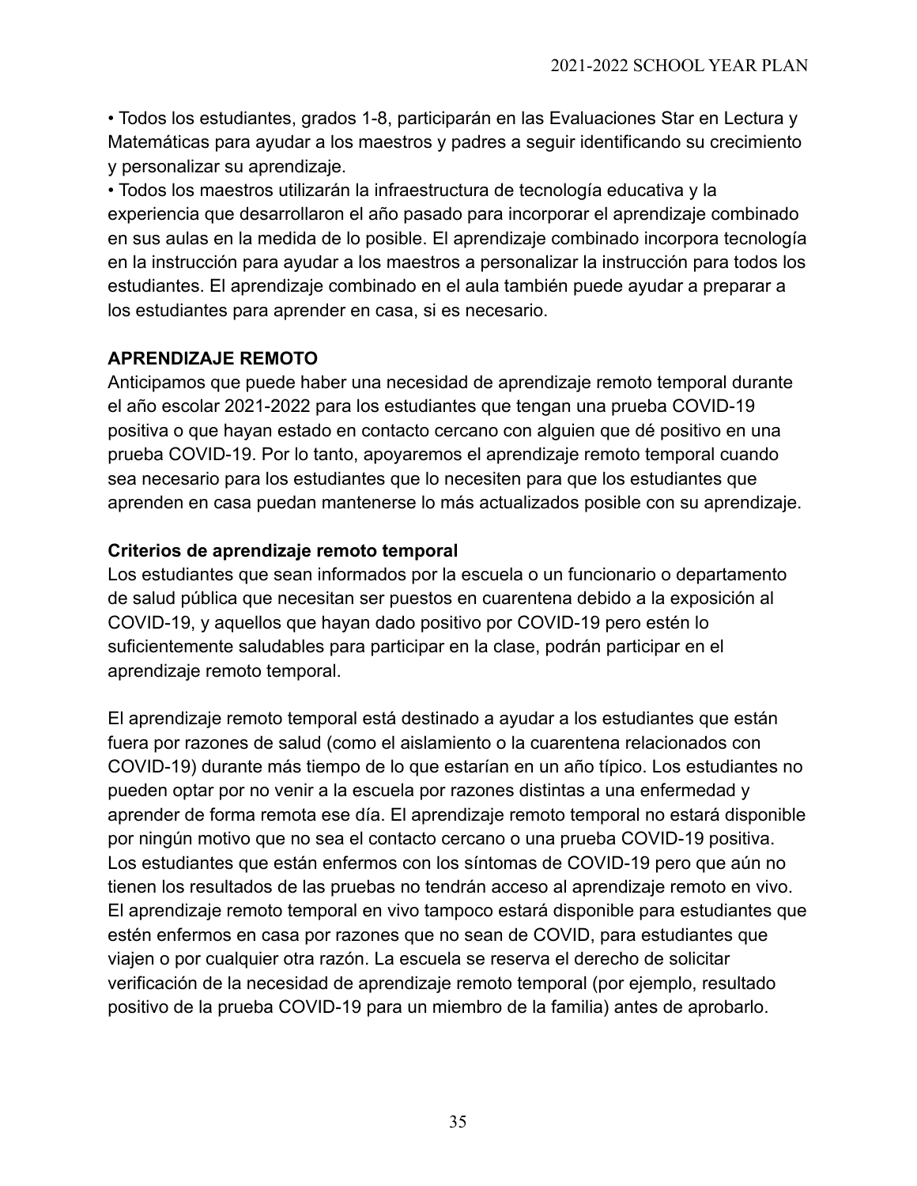- Todos los estudiantes, grados 1-8, participarán en las Evaluaciones Star en Lectura y Matemáticas para ayudar a los maestros y padres a seguir identificando su crecimiento y personalizar su aprendizaje.
- Todos los maestros utilizarán la infraestructura de tecnología educativa y la experiencia que desarrollaron el año pasado para incorporar el aprendizaje combinado en sus aulas en la medida de lo posible. El aprendizaje combinado incorpora tecnología en la instrucción para ayudar a los maestros a personalizar la instrucción para todos los estudiantes. El aprendizaje combinado en el aula también puede ayudar a preparar a los estudiantes para aprender en casa, si es necesario.

## APRENDIZAJE REMOTO

Anticipamos que puede haber una necesidad de aprendizaje remoto temporal durante el año escolar 2021-2022 para los estudiantes que tengan una prueba COVID-19 positiva o que hayan estado en contacto cercano con alguien que dé positivo en una prueba COVID-19. Por lo tanto, apoyaremos el aprendizaje remoto temporal cuando sea necesario para los estudiantes que lo necesiten para que los estudiantes que aprenden en casa puedan mantenerse lo más actualizados posible con su aprendizaje.

### Criterios de aprendizaje remoto temporal

Los estudiantes que sean informados por la escuela o un funcionario o departamento de salud pública que necesitan ser puestos en cuarentena debido a la exposición al COVID-19, y aquellos que hayan dado positivo por COVID-19 pero estén lo suficientemente saludables para participar en la clase, podrán participar en el aprendizaje remoto temporal.

El aprendizaje remoto temporal está destinado a ayudar a los estudiantes que están fuera por razones de salud (como el aislamiento o la cuarentena relacionados con COVID-19) durante más tiempo de lo que estarían en un año típico. Los estudiantes no pueden optar por no venir a la escuela por razones distintas a una enfermedad y aprender de forma remota ese día. El aprendizaje remoto temporal no estará disponible por ningún motivo que no sea el contacto cercano o una prueba COVID-19 positiva. Los estudiantes que están enfermos con los síntomas de COVID-19 pero que aún no tienen los resultados de las pruebas no tendrán acceso al aprendizaje remoto en vivo. El aprendizaje remoto temporal en vivo tampoco estará disponible para estudiantes que estén enfermos en casa por razones que no sean de COVID, para estudiantes que viajen o por cualquier otra razón. La escuela se reserva el derecho de solicitar verificación de la necesidad de aprendizaje remoto temporal (por ejemplo, resultado positivo de la prueba COVID-19 para un miembro de la familia) antes de aprobarlo.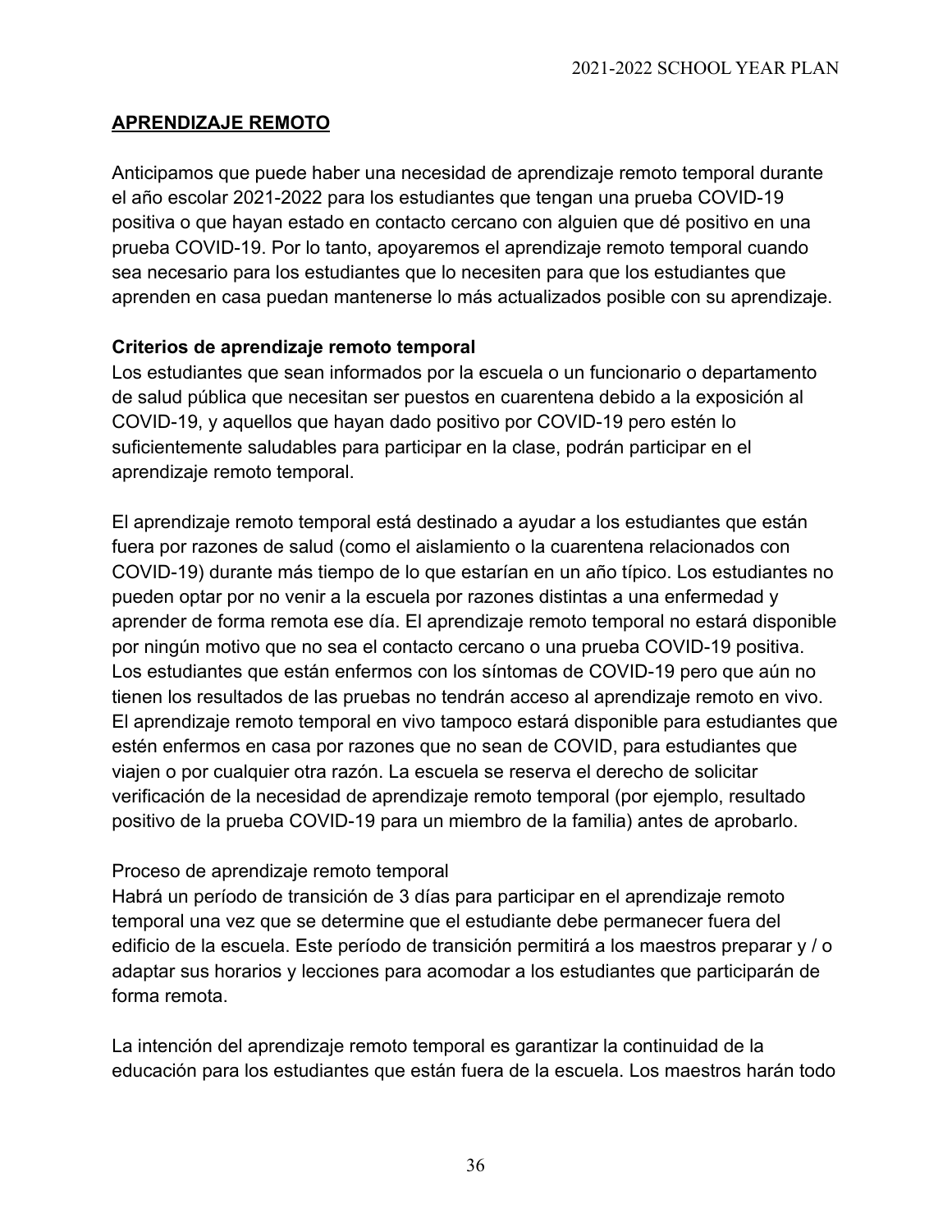## APRENDIZAJE REMOTO

Anticipamos que puede haber una necesidad de aprendizaje remoto temporal durante el año escolar 2021-2022 para los estudiantes que tengan una prueba COVID-19 positiva o que hayan estado en contacto cercano con alguien que dé positivo en una prueba COVID-19. Por lo tanto, apoyaremos el aprendizaje remoto temporal cuando sea necesario para los estudiantes que lo necesiten para que los estudiantes que aprenden en casa puedan mantenerse lo más actualizados posible con su aprendizaje.

**Criterios de aprendizaje remoto temporal**

Los estudiantes que sean informados por la escuela o un funcionario o departamento de salud pública que necesitan ser puestos en cuarentena debido a la exposición al COVID-19, y aquellos que hayan dado positivo por COVID-19 pero estén lo suficientemente saludables para participar en la clase, podrán participar en el aprendizaje remoto temporal.

El aprendizaje remoto temporal está destinado a ayudar a los estudiantes que están fuera por razones de salud (como el aislamiento o la cuarentena relacionados con COVID-19) durante más tiempo de lo que estarían en un año típico. Los estudiantes no pueden optar por no venir a la escuela por razones distintas a una enfermedad y aprender de forma remota ese día. El aprendizaje remoto temporal no estará disponible por ningún motivo que no sea el contacto cercano o una prueba COVID-19 positiva. Los estudiantes que están enfermos con los síntomas de COVID-19 pero que aún no tienen los resultados de las pruebas no tendrán acceso al aprendizaje remoto en vivo. El aprendizaje remoto temporal en vivo tampoco estará disponible para estudiantes que estén enfermos en casa por razones que no sean de COVID, para estudiantes que viajen o por cualquier otra razón. La escuela se reserva el derecho de solicitar verificación de la necesidad de aprendizaje remoto temporal (por ejemplo, resultado positivo de la prueba COVID-19 para un miembro de la familia) antes de aprobarlo.

Proceso de aprendizaje remoto temporal

Habrá un período de transición de 3 días para participar en el aprendizaje remoto temporal una vez que se determine que el estudiante debe permanecer fuera del edificio de la escuela. Este período de transición permitirá a los maestros preparar y / o adaptar sus horarios y lecciones para acomodar a los estudiantes que participarán de forma remota.

La intención del aprendizaje remoto temporal es garantizar la continuidad de la educación para los estudiantes que están fuera de la escuela. Los maestros harán todo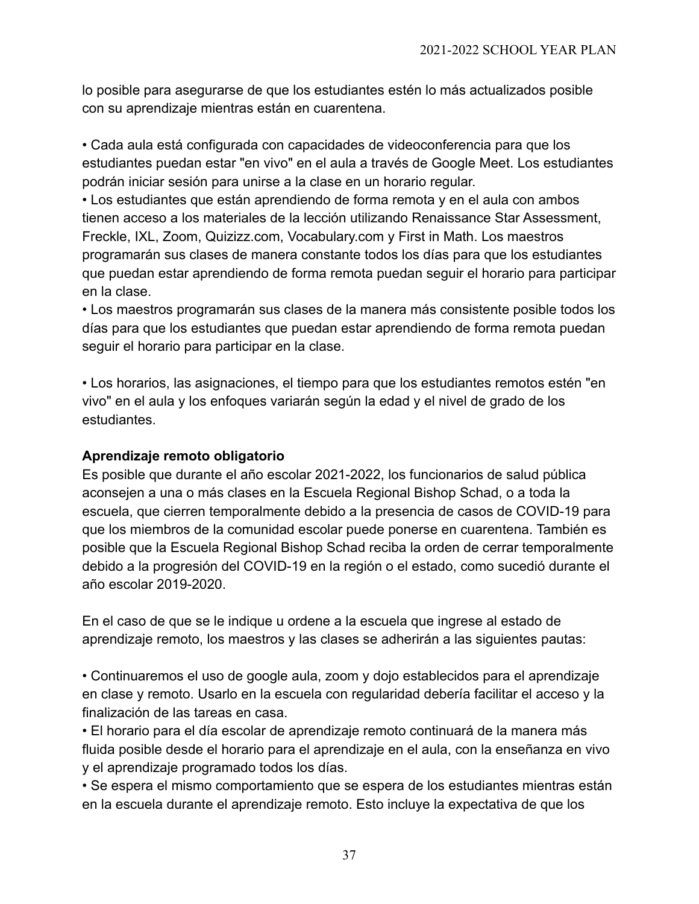lo posible para asegurarse de que los estudiantes estén lo más actualizados posible con su aprendizaje mientras están en cuarentena.

• Cada aula está configurada con capacidades de videoconferencia para que los estudiantes puedan estar "en vivo" en el aula a través de Google Meet. Los estudiantes podrán iniciar sesión para unirse a la clase en un horario regular.
• Los estudiantes que están aprendiendo de forma remota y en el aula con ambos tienen acceso a los materiales de la lección utilizando Renaissance Star Assessment, Freckle, IXL, Zoom, Quizizz.com, Vocabulary.com y First in Math. Los maestros programarán sus clases de manera constante todos los días para que los estudiantes que puedan estar aprendiendo de forma remota puedan seguir el horario para participar en la clase.
• Los maestros programarán sus clases de la manera más consistente posible todos los días para que los estudiantes que puedan estar aprendiendo de forma remota puedan seguir el horario para participar en la clase.

• Los horarios, las asignaciones, el tiempo para que los estudiantes remotos estén "en vivo" en el aula y los enfoques variarán según la edad y el nivel de grado de los estudiantes.

**Aprendizaje remoto obligatorio**
Es posible que durante el año escolar 2021-2022, los funcionarios de salud pública aconsejen a una o más clases en la Escuela Regional Bishop Schad, o a toda la escuela, que cierren temporalmente debido a la presencia de casos de COVID-19 para que los miembros de la comunidad escolar puede ponerse en cuarentena. También es posible que la Escuela Regional Bishop Schad reciba la orden de cerrar temporalmente debido a la progresión del COVID-19 en la región o el estado, como sucedió durante el año escolar 2019-2020.

En el caso de que se le indique u ordene a la escuela que ingrese al estado de aprendizaje remoto, los maestros y las clases se adherirán a las siguientes pautas:

• Continuaremos el uso de google aula, zoom y dojo establecidos para el aprendizaje en clase y remoto. Usarlo en la escuela con regularidad debería facilitar el acceso y la finalización de las tareas en casa.
• El horario para el día escolar de aprendizaje remoto continuará de la manera más fluida posible desde el horario para el aprendizaje en el aula, con la enseñanza en vivo y el aprendizaje programado todos los días.
• Se espera el mismo comportamiento que se espera de los estudiantes mientras están en la escuela durante el aprendizaje remoto. Esto incluye la expectativa de que los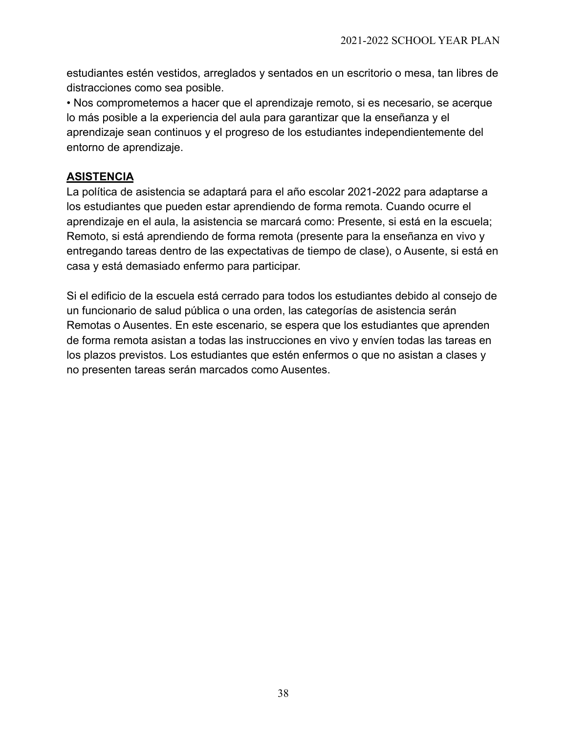estudiantes estén vestidos, arreglados y sentados en un escritorio o mesa, tan libres de distracciones como sea posible.

• Nos comprometemos a hacer que el aprendizaje remoto, si es necesario, se acerque lo más posible a la experiencia del aula para garantizar que la enseñanza y el aprendizaje sean continuos y el progreso de los estudiantes independientemente del entorno de aprendizaje.

## ASISTENCIA

La política de asistencia se adaptará para el año escolar 2021-2022 para adaptarse a los estudiantes que pueden estar aprendiendo de forma remota. Cuando ocurre el aprendizaje en el aula, la asistencia se marcará como: Presente, si está en la escuela; Remoto, si está aprendiendo de forma remota (presente para la enseñanza en vivo y entregando tareas dentro de las expectativas de tiempo de clase), o Ausente, si está en casa y está demasiado enfermo para participar.

Si el edificio de la escuela está cerrado para todos los estudiantes debido al consejo de un funcionario de salud pública o una orden, las categorías de asistencia serán Remotas o Ausentes. En este escenario, se espera que los estudiantes que aprenden de forma remota asistan a todas las instrucciones en vivo y envíen todas las tareas en los plazos previstos. Los estudiantes que estén enfermos o que no asistan a clases y no presenten tareas serán marcados como Ausentes.